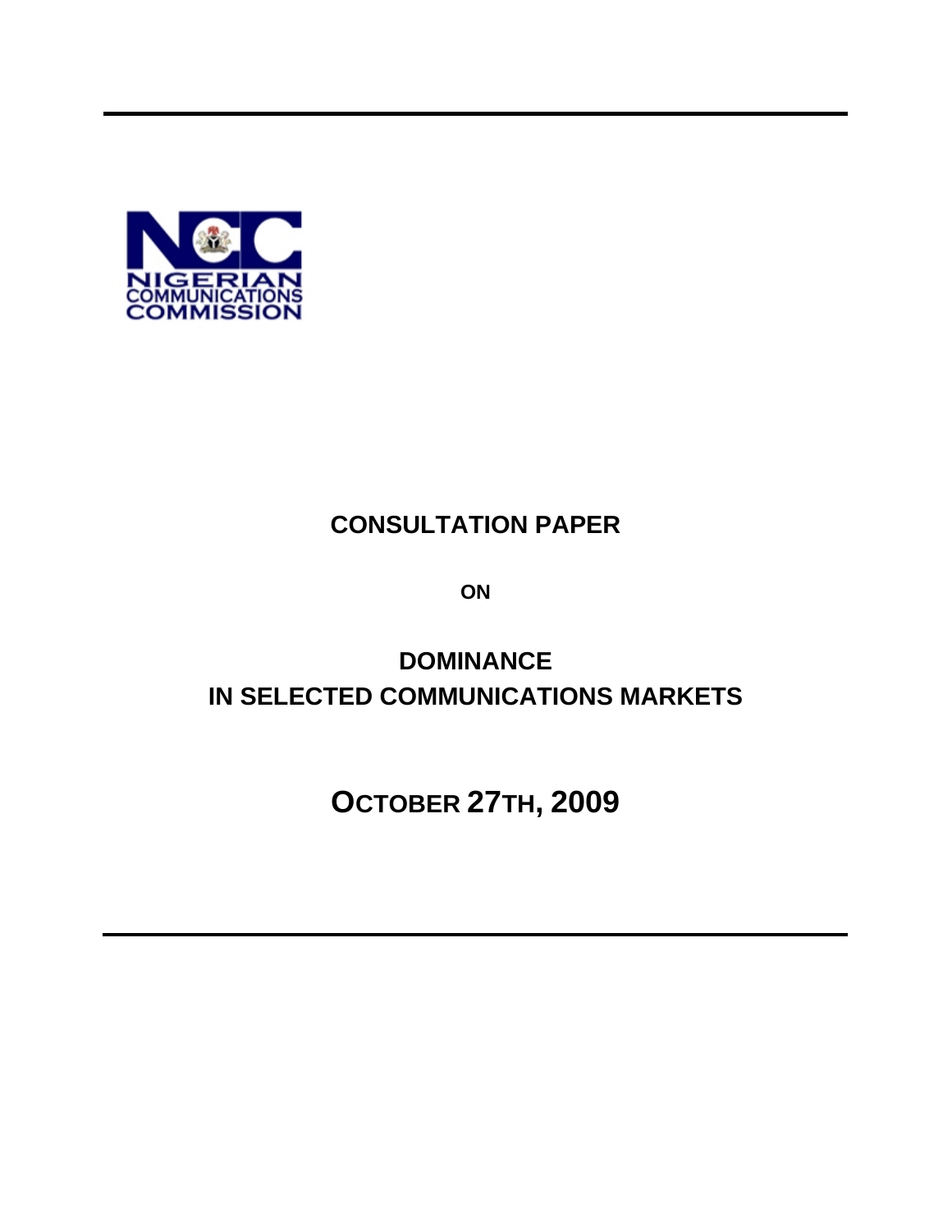NIGERIAN COMMUNICATIONS COMMISSION

# CONSULTATION PAPER

**ON**

# DOMINANCE
# IN SELECTED COMMUNICATIONS MARKETS

## OCTOBER 27TH, 2009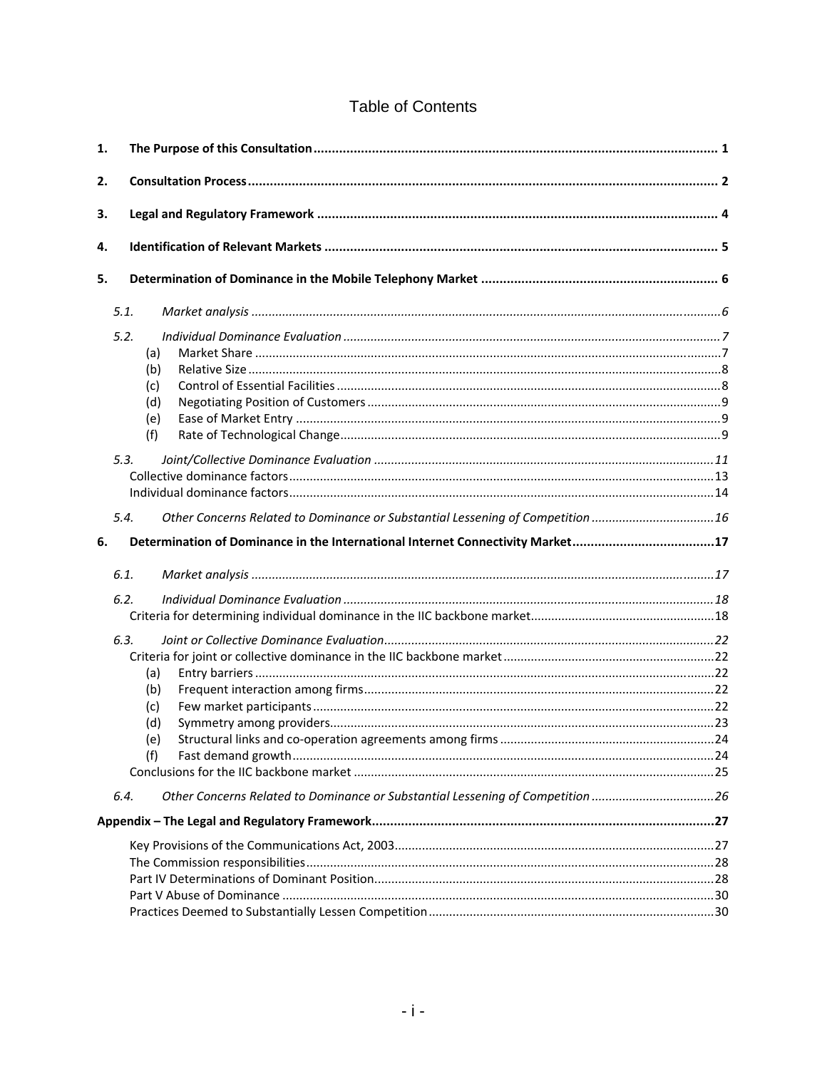# Table of Contents

**1. The Purpose of this Consultation** ..... **1**

**2. Consultation Process** ..... **2**

**3. Legal and Regulatory Framework** ..... **4**

**4. Identification of Relevant Markets** ..... **5**

**5. Determination of Dominance in the Mobile Telephony Market** ..... **6**

- *5.1. Market analysis* ..... *6*
- *5.2. Individual Dominance Evaluation* ..... *7*
  - (a) Market Share ..... 7
  - (b) Relative Size ..... 8
  - (c) Control of Essential Facilities ..... 8
  - (d) Negotiating Position of Customers ..... 9
  - (e) Ease of Market Entry ..... 9
  - (f) Rate of Technological Change ..... 9
- *5.3. Joint/Collective Dominance Evaluation* ..... *11*
  - Collective dominance factors ..... 13
  - Individual dominance factors ..... 14
- *5.4. Other Concerns Related to Dominance or Substantial Lessening of Competition* ..... *16*

**6. Determination of Dominance in the International Internet Connectivity Market** ..... **17**

- *6.1. Market analysis* ..... *17*
- *6.2. Individual Dominance Evaluation* ..... *18*
  - Criteria for determining individual dominance in the IIC backbone market ..... 18
- *6.3. Joint or Collective Dominance Evaluation* ..... *22*
  - Criteria for joint or collective dominance in the IIC backbone market ..... 22
    - (a) Entry barriers ..... 22
    - (b) Frequent interaction among firms ..... 22
    - (c) Few market participants ..... 22
    - (d) Symmetry among providers ..... 23
    - (e) Structural links and co-operation agreements among firms ..... 24
    - (f) Fast demand growth ..... 24
  - Conclusions for the IIC backbone market ..... 25
- *6.4. Other Concerns Related to Dominance or Substantial Lessening of Competition* ..... *26*

**Appendix – The Legal and Regulatory Framework** ..... **27**

- Key Provisions of the Communications Act, 2003 ..... 27
- The Commission responsibilities ..... 28
- Part IV Determinations of Dominant Position ..... 28
- Part V Abuse of Dominance ..... 30
- Practices Deemed to Substantially Lessen Competition ..... 30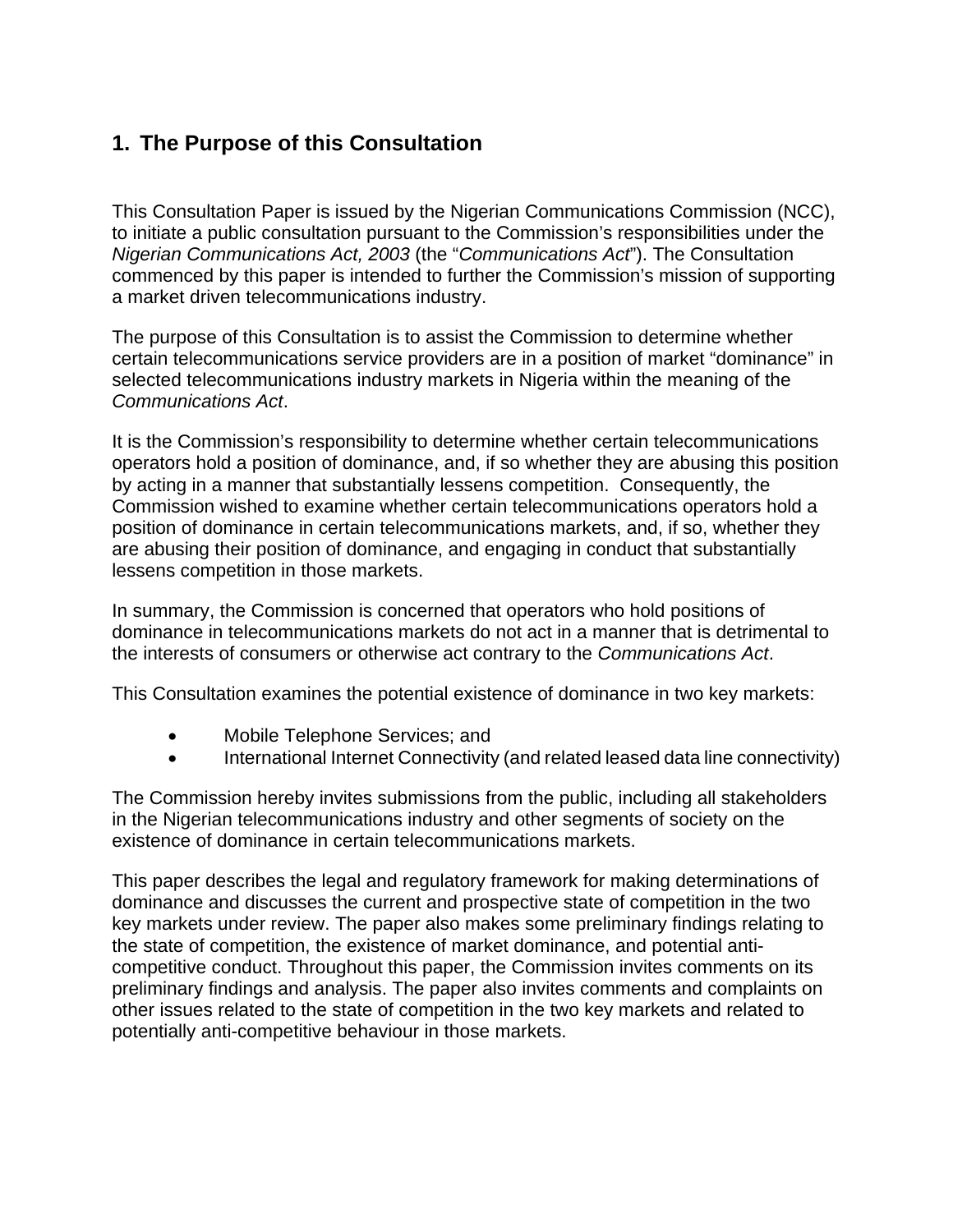# 1. The Purpose of this Consultation

This Consultation Paper is issued by the Nigerian Communications Commission (NCC), to initiate a public consultation pursuant to the Commission's responsibilities under the *Nigerian Communications Act, 2003* (the "*Communications Act*"). The Consultation commenced by this paper is intended to further the Commission's mission of supporting a market driven telecommunications industry.

The purpose of this Consultation is to assist the Commission to determine whether certain telecommunications service providers are in a position of market "dominance" in selected telecommunications industry markets in Nigeria within the meaning of the *Communications Act*.

It is the Commission's responsibility to determine whether certain telecommunications operators hold a position of dominance, and, if so whether they are abusing this position by acting in a manner that substantially lessens competition. Consequently, the Commission wished to examine whether certain telecommunications operators hold a position of dominance in certain telecommunications markets, and, if so, whether they are abusing their position of dominance, and engaging in conduct that substantially lessens competition in those markets.

In summary, the Commission is concerned that operators who hold positions of dominance in telecommunications markets do not act in a manner that is detrimental to the interests of consumers or otherwise act contrary to the *Communications Act*.

This Consultation examines the potential existence of dominance in two key markets:

- Mobile Telephone Services; and
- International Internet Connectivity (and related leased data line connectivity)

The Commission hereby invites submissions from the public, including all stakeholders in the Nigerian telecommunications industry and other segments of society on the existence of dominance in certain telecommunications markets.

This paper describes the legal and regulatory framework for making determinations of dominance and discusses the current and prospective state of competition in the two key markets under review. The paper also makes some preliminary findings relating to the state of competition, the existence of market dominance, and potential anti-competitive conduct. Throughout this paper, the Commission invites comments on its preliminary findings and analysis. The paper also invites comments and complaints on other issues related to the state of competition in the two key markets and related to potentially anti-competitive behaviour in those markets.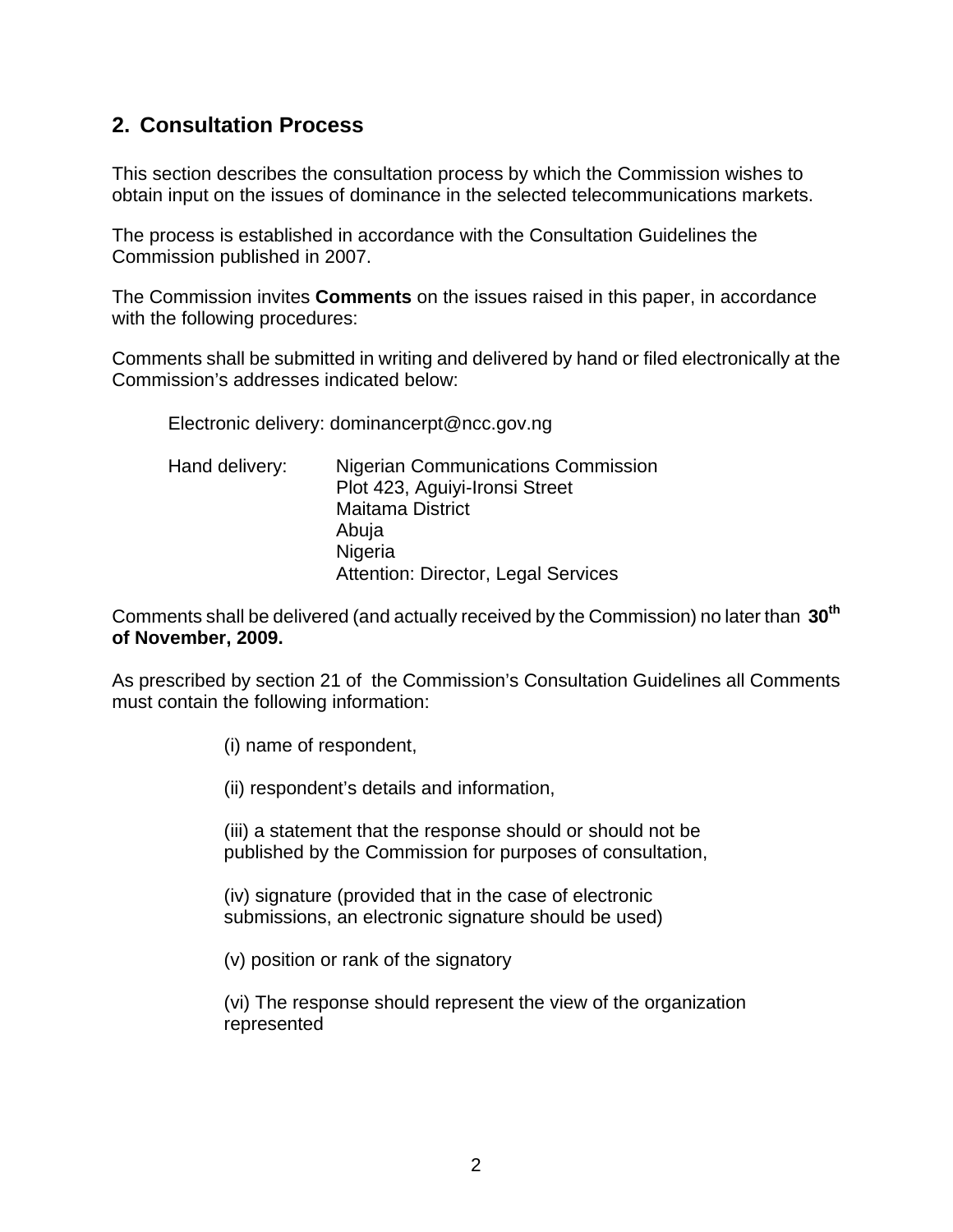## 2. Consultation Process

This section describes the consultation process by which the Commission wishes to obtain input on the issues of dominance in the selected telecommunications markets.

The process is established in accordance with the Consultation Guidelines the Commission published in 2007.

The Commission invites **Comments** on the issues raised in this paper, in accordance with the following procedures:

Comments shall be submitted in writing and delivered by hand or filed electronically at the Commission's addresses indicated below:

Electronic delivery: dominancerpt@ncc.gov.ng

Hand delivery:
Nigerian Communications Commission
Plot 423, Aguiyi-Ironsi Street
Maitama District
Abuja
Nigeria
Attention: Director, Legal Services

Comments shall be delivered (and actually received by the Commission) no later than **30th of November, 2009.**

As prescribed by section 21 of the Commission's Consultation Guidelines all Comments must contain the following information:

(i) name of respondent,

(ii) respondent's details and information,

(iii) a statement that the response should or should not be published by the Commission for purposes of consultation,

(iv) signature (provided that in the case of electronic submissions, an electronic signature should be used)

(v) position or rank of the signatory

(vi) The response should represent the view of the organization represented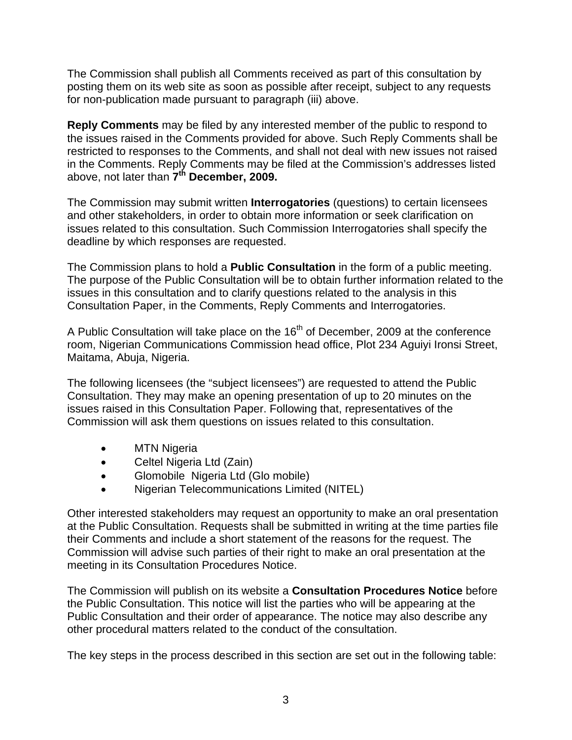The Commission shall publish all Comments received as part of this consultation by posting them on its web site as soon as possible after receipt, subject to any requests for non-publication made pursuant to paragraph (iii) above.

**Reply Comments** may be filed by any interested member of the public to respond to the issues raised in the Comments provided for above. Such Reply Comments shall be restricted to responses to the Comments, and shall not deal with new issues not raised in the Comments. Reply Comments may be filed at the Commission's addresses listed above, not later than **7th December, 2009.**

The Commission may submit written **Interrogatories** (questions) to certain licensees and other stakeholders, in order to obtain more information or seek clarification on issues related to this consultation. Such Commission Interrogatories shall specify the deadline by which responses are requested.

The Commission plans to hold a **Public Consultation** in the form of a public meeting. The purpose of the Public Consultation will be to obtain further information related to the issues in this consultation and to clarify questions related to the analysis in this Consultation Paper, in the Comments, Reply Comments and Interrogatories.

A Public Consultation will take place on the 16th of December, 2009 at the conference room, Nigerian Communications Commission head office, Plot 234 Aguiyi Ironsi Street, Maitama, Abuja, Nigeria.

The following licensees (the "subject licensees") are requested to attend the Public Consultation. They may make an opening presentation of up to 20 minutes on the issues raised in this Consultation Paper. Following that, representatives of the Commission will ask them questions on issues related to this consultation.

- MTN Nigeria
- Celtel Nigeria Ltd (Zain)
- Glomobile Nigeria Ltd (Glo mobile)
- Nigerian Telecommunications Limited (NITEL)

Other interested stakeholders may request an opportunity to make an oral presentation at the Public Consultation. Requests shall be submitted in writing at the time parties file their Comments and include a short statement of the reasons for the request. The Commission will advise such parties of their right to make an oral presentation at the meeting in its Consultation Procedures Notice.

The Commission will publish on its website a **Consultation Procedures Notice** before the Public Consultation. This notice will list the parties who will be appearing at the Public Consultation and their order of appearance. The notice may also describe any other procedural matters related to the conduct of the consultation.

The key steps in the process described in this section are set out in the following table: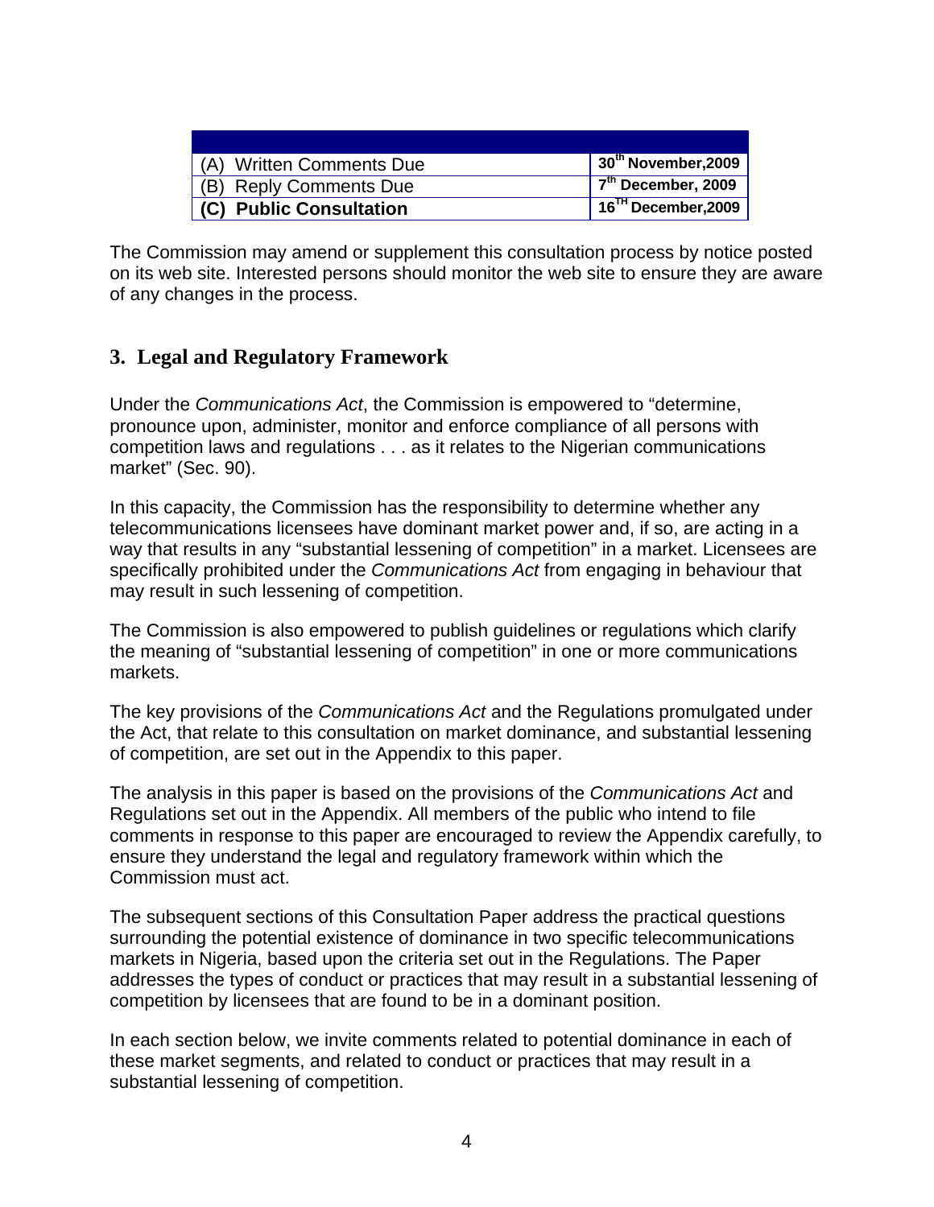| | |
|---|---|
| (A) Written Comments Due | 30th November,2009 |
| (B) Reply Comments Due | 7th December, 2009 |
| **(C) Public Consultation** | **16TH December,2009** |

The Commission may amend or supplement this consultation process by notice posted on its web site. Interested persons should monitor the web site to ensure they are aware of any changes in the process.

## 3. Legal and Regulatory Framework

Under the *Communications Act*, the Commission is empowered to "determine, pronounce upon, administer, monitor and enforce compliance of all persons with competition laws and regulations . . . as it relates to the Nigerian communications market" (Sec. 90).

In this capacity, the Commission has the responsibility to determine whether any telecommunications licensees have dominant market power and, if so, are acting in a way that results in any "substantial lessening of competition" in a market. Licensees are specifically prohibited under the *Communications Act* from engaging in behaviour that may result in such lessening of competition.

The Commission is also empowered to publish guidelines or regulations which clarify the meaning of "substantial lessening of competition" in one or more communications markets.

The key provisions of the *Communications Act* and the Regulations promulgated under the Act, that relate to this consultation on market dominance, and substantial lessening of competition, are set out in the Appendix to this paper.

The analysis in this paper is based on the provisions of the *Communications Act* and Regulations set out in the Appendix. All members of the public who intend to file comments in response to this paper are encouraged to review the Appendix carefully, to ensure they understand the legal and regulatory framework within which the Commission must act.

The subsequent sections of this Consultation Paper address the practical questions surrounding the potential existence of dominance in two specific telecommunications markets in Nigeria, based upon the criteria set out in the Regulations. The Paper addresses the types of conduct or practices that may result in a substantial lessening of competition by licensees that are found to be in a dominant position.

In each section below, we invite comments related to potential dominance in each of these market segments, and related to conduct or practices that may result in a substantial lessening of competition.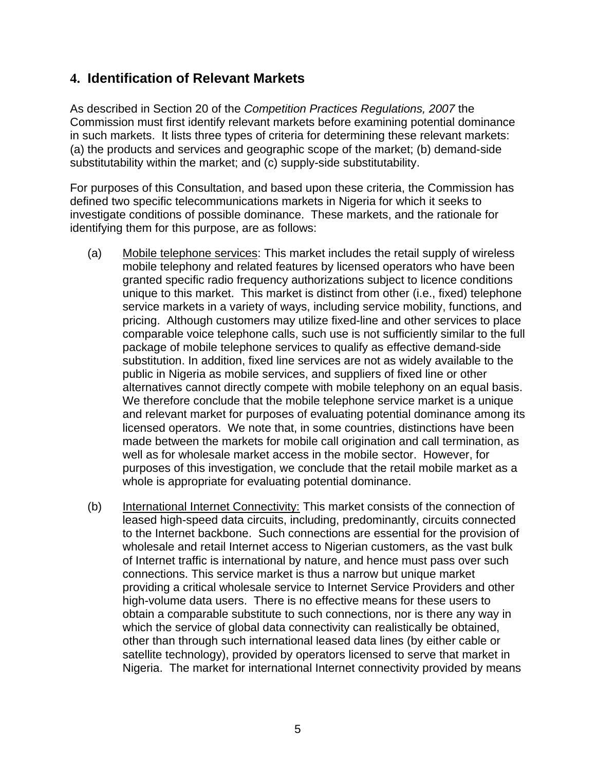## 4. Identification of Relevant Markets

As described in Section 20 of the *Competition Practices Regulations, 2007* the Commission must first identify relevant markets before examining potential dominance in such markets. It lists three types of criteria for determining these relevant markets: (a) the products and services and geographic scope of the market; (b) demand-side substitutability within the market; and (c) supply-side substitutability.

For purposes of this Consultation, and based upon these criteria, the Commission has defined two specific telecommunications markets in Nigeria for which it seeks to investigate conditions of possible dominance. These markets, and the rationale for identifying them for this purpose, are as follows:

(a) <u>Mobile telephone services</u>: This market includes the retail supply of wireless mobile telephony and related features by licensed operators who have been granted specific radio frequency authorizations subject to licence conditions unique to this market. This market is distinct from other (i.e., fixed) telephone service markets in a variety of ways, including service mobility, functions, and pricing. Although customers may utilize fixed-line and other services to place comparable voice telephone calls, such use is not sufficiently similar to the full package of mobile telephone services to qualify as effective demand-side substitution. In addition, fixed line services are not as widely available to the public in Nigeria as mobile services, and suppliers of fixed line or other alternatives cannot directly compete with mobile telephony on an equal basis. We therefore conclude that the mobile telephone service market is a unique and relevant market for purposes of evaluating potential dominance among its licensed operators. We note that, in some countries, distinctions have been made between the markets for mobile call origination and call termination, as well as for wholesale market access in the mobile sector. However, for purposes of this investigation, we conclude that the retail mobile market as a whole is appropriate for evaluating potential dominance.

(b) <u>International Internet Connectivity:</u> This market consists of the connection of leased high-speed data circuits, including, predominantly, circuits connected to the Internet backbone. Such connections are essential for the provision of wholesale and retail Internet access to Nigerian customers, as the vast bulk of Internet traffic is international by nature, and hence must pass over such connections. This service market is thus a narrow but unique market providing a critical wholesale service to Internet Service Providers and other high-volume data users. There is no effective means for these users to obtain a comparable substitute to such connections, nor is there any way in which the service of global data connectivity can realistically be obtained, other than through such international leased data lines (by either cable or satellite technology), provided by operators licensed to serve that market in Nigeria. The market for international Internet connectivity provided by means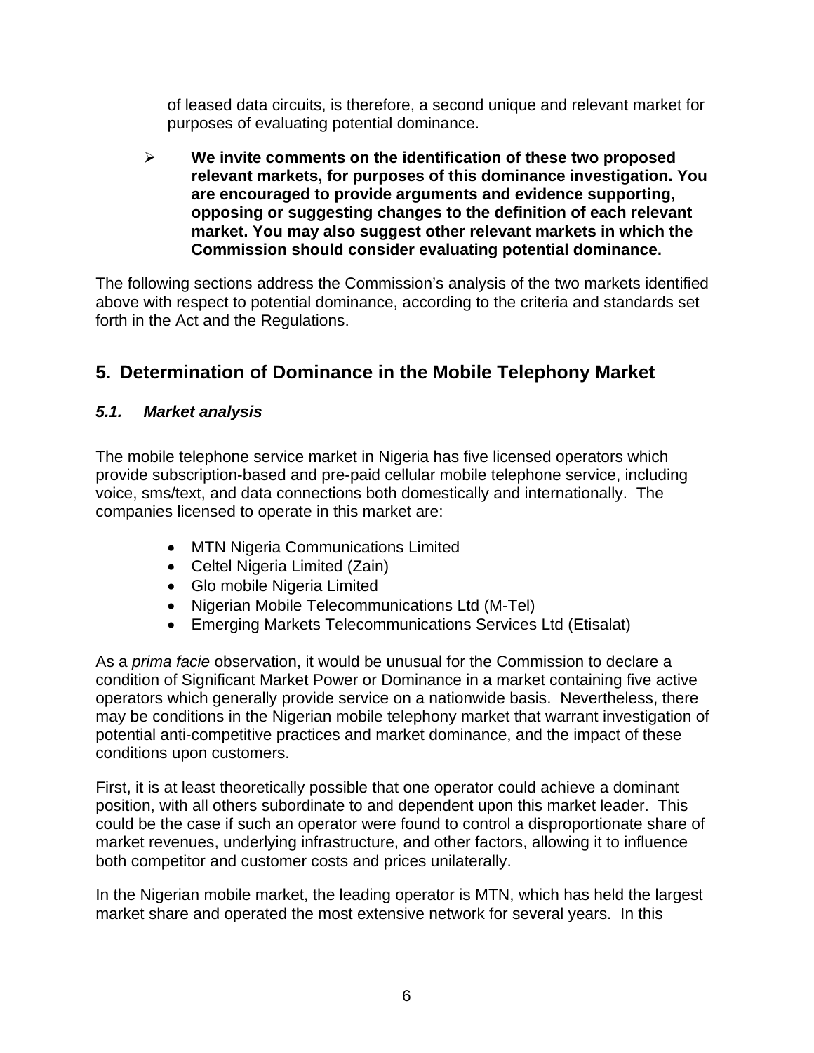of leased data circuits, is therefore, a second unique and relevant market for purposes of evaluating potential dominance.

- **We invite comments on the identification of these two proposed relevant markets, for purposes of this dominance investigation. You are encouraged to provide arguments and evidence supporting, opposing or suggesting changes to the definition of each relevant market. You may also suggest other relevant markets in which the Commission should consider evaluating potential dominance.**

The following sections address the Commission's analysis of the two markets identified above with respect to potential dominance, according to the criteria and standards set forth in the Act and the Regulations.

## 5. Determination of Dominance in the Mobile Telephony Market

### *5.1. Market analysis*

The mobile telephone service market in Nigeria has five licensed operators which provide subscription-based and pre-paid cellular mobile telephone service, including voice, sms/text, and data connections both domestically and internationally. The companies licensed to operate in this market are:

- MTN Nigeria Communications Limited
- Celtel Nigeria Limited (Zain)
- Glo mobile Nigeria Limited
- Nigerian Mobile Telecommunications Ltd (M-Tel)
- Emerging Markets Telecommunications Services Ltd (Etisalat)

As a *prima facie* observation, it would be unusual for the Commission to declare a condition of Significant Market Power or Dominance in a market containing five active operators which generally provide service on a nationwide basis. Nevertheless, there may be conditions in the Nigerian mobile telephony market that warrant investigation of potential anti-competitive practices and market dominance, and the impact of these conditions upon customers.

First, it is at least theoretically possible that one operator could achieve a dominant position, with all others subordinate to and dependent upon this market leader. This could be the case if such an operator were found to control a disproportionate share of market revenues, underlying infrastructure, and other factors, allowing it to influence both competitor and customer costs and prices unilaterally.

In the Nigerian mobile market, the leading operator is MTN, which has held the largest market share and operated the most extensive network for several years. In this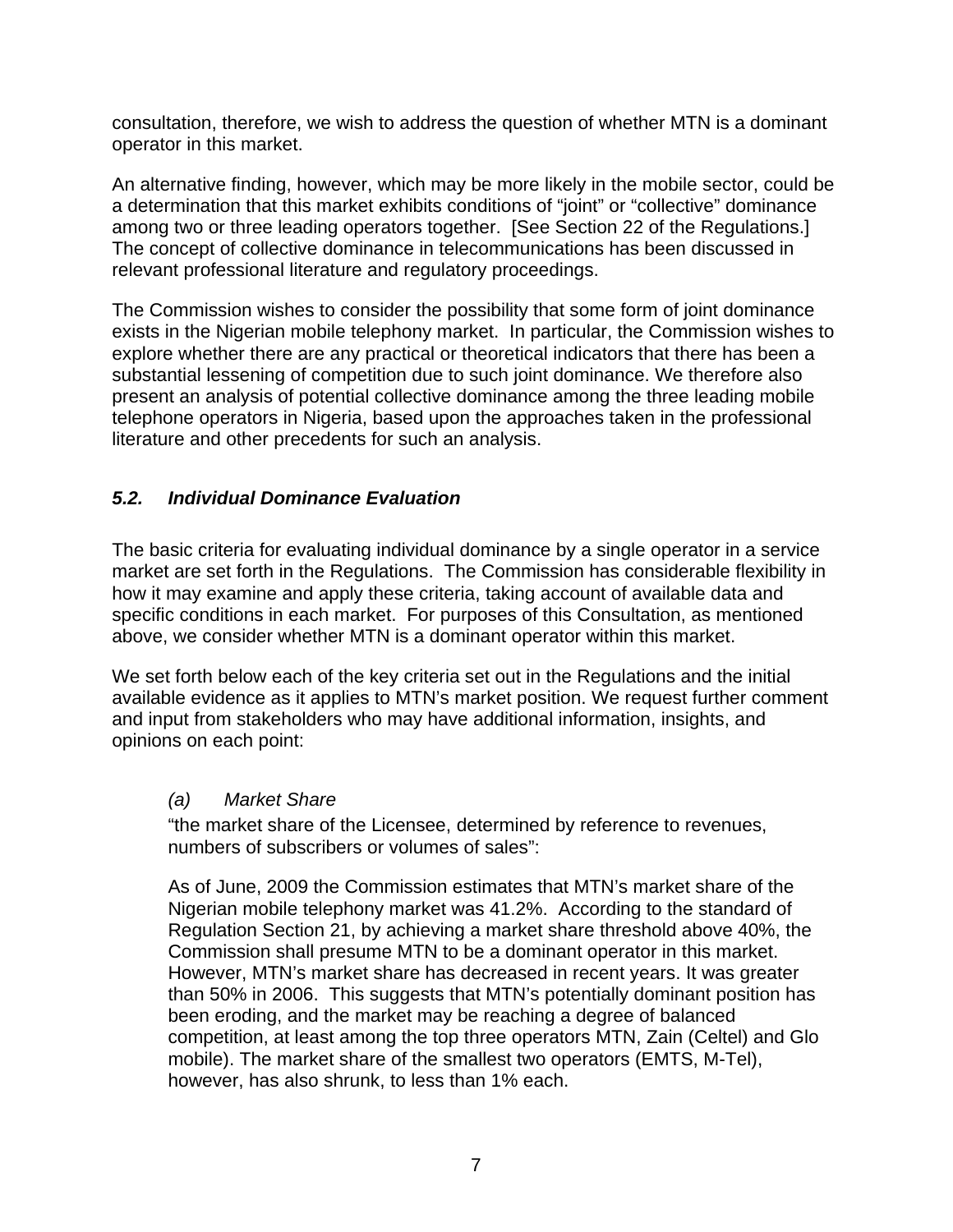consultation, therefore, we wish to address the question of whether MTN is a dominant operator in this market.

An alternative finding, however, which may be more likely in the mobile sector, could be a determination that this market exhibits conditions of "joint" or "collective" dominance among two or three leading operators together. [See Section 22 of the Regulations.] The concept of collective dominance in telecommunications has been discussed in relevant professional literature and regulatory proceedings.

The Commission wishes to consider the possibility that some form of joint dominance exists in the Nigerian mobile telephony market. In particular, the Commission wishes to explore whether there are any practical or theoretical indicators that there has been a substantial lessening of competition due to such joint dominance. We therefore also present an analysis of potential collective dominance among the three leading mobile telephone operators in Nigeria, based upon the approaches taken in the professional literature and other precedents for such an analysis.

### *5.2. Individual Dominance Evaluation*

The basic criteria for evaluating individual dominance by a single operator in a service market are set forth in the Regulations. The Commission has considerable flexibility in how it may examine and apply these criteria, taking account of available data and specific conditions in each market. For purposes of this Consultation, as mentioned above, we consider whether MTN is a dominant operator within this market.

We set forth below each of the key criteria set out in the Regulations and the initial available evidence as it applies to MTN's market position. We request further comment and input from stakeholders who may have additional information, insights, and opinions on each point:

*(a) Market Share*

"the market share of the Licensee, determined by reference to revenues, numbers of subscribers or volumes of sales":

As of June, 2009 the Commission estimates that MTN's market share of the Nigerian mobile telephony market was 41.2%. According to the standard of Regulation Section 21, by achieving a market share threshold above 40%, the Commission shall presume MTN to be a dominant operator in this market. However, MTN's market share has decreased in recent years. It was greater than 50% in 2006. This suggests that MTN's potentially dominant position has been eroding, and the market may be reaching a degree of balanced competition, at least among the top three operators MTN, Zain (Celtel) and Glo mobile). The market share of the smallest two operators (EMTS, M-Tel), however, has also shrunk, to less than 1% each.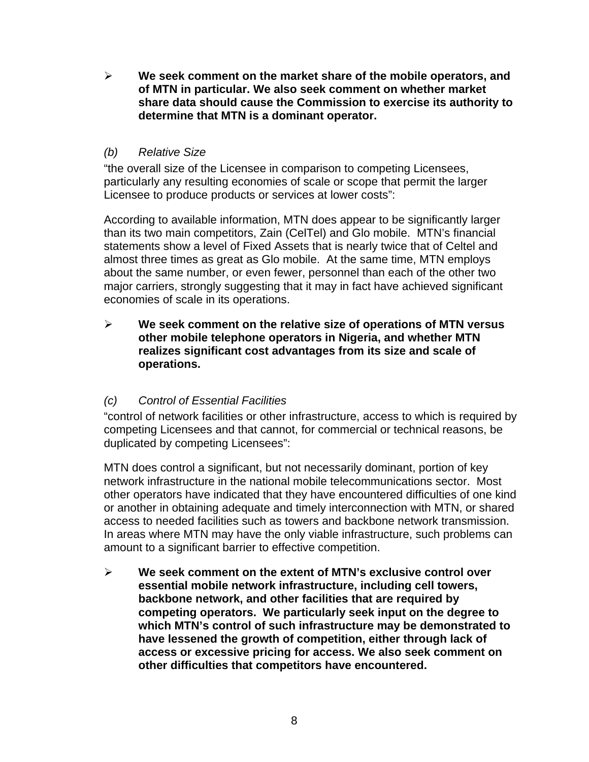- **We seek comment on the market share of the mobile operators, and of MTN in particular. We also seek comment on whether market share data should cause the Commission to exercise its authority to determine that MTN is a dominant operator.**

*(b) Relative Size*

"the overall size of the Licensee in comparison to competing Licensees, particularly any resulting economies of scale or scope that permit the larger Licensee to produce products or services at lower costs":

According to available information, MTN does appear to be significantly larger than its two main competitors, Zain (CelTel) and Glo mobile. MTN's financial statements show a level of Fixed Assets that is nearly twice that of Celtel and almost three times as great as Glo mobile. At the same time, MTN employs about the same number, or even fewer, personnel than each of the other two major carriers, strongly suggesting that it may in fact have achieved significant economies of scale in its operations.

- **We seek comment on the relative size of operations of MTN versus other mobile telephone operators in Nigeria, and whether MTN realizes significant cost advantages from its size and scale of operations.**

*(c) Control of Essential Facilities*

"control of network facilities or other infrastructure, access to which is required by competing Licensees and that cannot, for commercial or technical reasons, be duplicated by competing Licensees":

MTN does control a significant, but not necessarily dominant, portion of key network infrastructure in the national mobile telecommunications sector. Most other operators have indicated that they have encountered difficulties of one kind or another in obtaining adequate and timely interconnection with MTN, or shared access to needed facilities such as towers and backbone network transmission. In areas where MTN may have the only viable infrastructure, such problems can amount to a significant barrier to effective competition.

- **We seek comment on the extent of MTN's exclusive control over essential mobile network infrastructure, including cell towers, backbone network, and other facilities that are required by competing operators. We particularly seek input on the degree to which MTN's control of such infrastructure may be demonstrated to have lessened the growth of competition, either through lack of access or excessive pricing for access. We also seek comment on other difficulties that competitors have encountered.**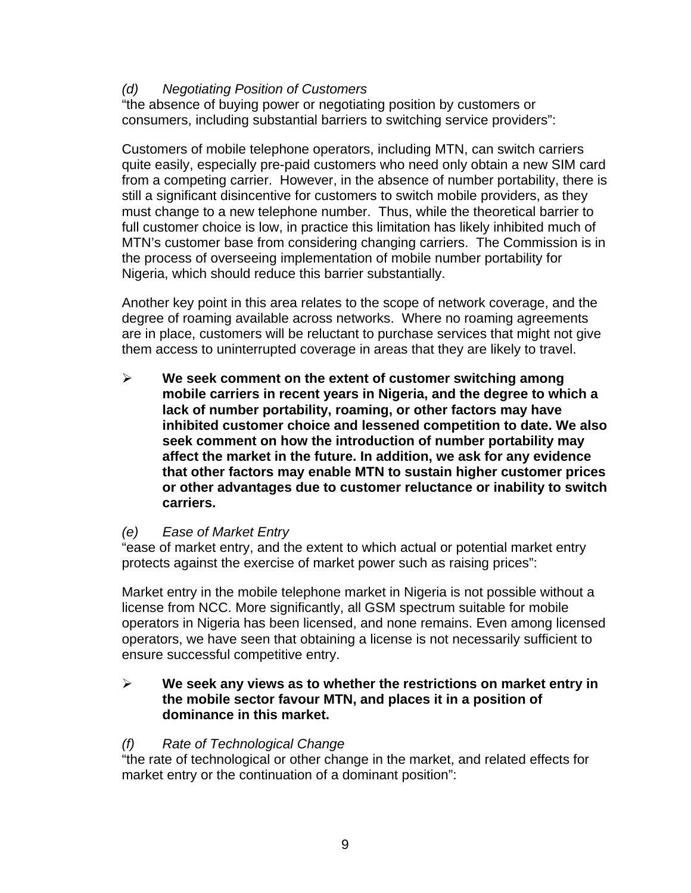*(d) Negotiating Position of Customers*

"the absence of buying power or negotiating position by customers or consumers, including substantial barriers to switching service providers":

Customers of mobile telephone operators, including MTN, can switch carriers quite easily, especially pre-paid customers who need only obtain a new SIM card from a competing carrier. However, in the absence of number portability, there is still a significant disincentive for customers to switch mobile providers, as they must change to a new telephone number. Thus, while the theoretical barrier to full customer choice is low, in practice this limitation has likely inhibited much of MTN's customer base from considering changing carriers. The Commission is in the process of overseeing implementation of mobile number portability for Nigeria, which should reduce this barrier substantially.

Another key point in this area relates to the scope of network coverage, and the degree of roaming available across networks. Where no roaming agreements are in place, customers will be reluctant to purchase services that might not give them access to uninterrupted coverage in areas that they are likely to travel.

- **We seek comment on the extent of customer switching among mobile carriers in recent years in Nigeria, and the degree to which a lack of number portability, roaming, or other factors may have inhibited customer choice and lessened competition to date. We also seek comment on how the introduction of number portability may affect the market in the future. In addition, we ask for any evidence that other factors may enable MTN to sustain higher customer prices or other advantages due to customer reluctance or inability to switch carriers.**

*(e) Ease of Market Entry*

"ease of market entry, and the extent to which actual or potential market entry protects against the exercise of market power such as raising prices":

Market entry in the mobile telephone market in Nigeria is not possible without a license from NCC. More significantly, all GSM spectrum suitable for mobile operators in Nigeria has been licensed, and none remains. Even among licensed operators, we have seen that obtaining a license is not necessarily sufficient to ensure successful competitive entry.

- **We seek any views as to whether the restrictions on market entry in the mobile sector favour MTN, and places it in a position of dominance in this market.**

*(f) Rate of Technological Change*

"the rate of technological or other change in the market, and related effects for market entry or the continuation of a dominant position":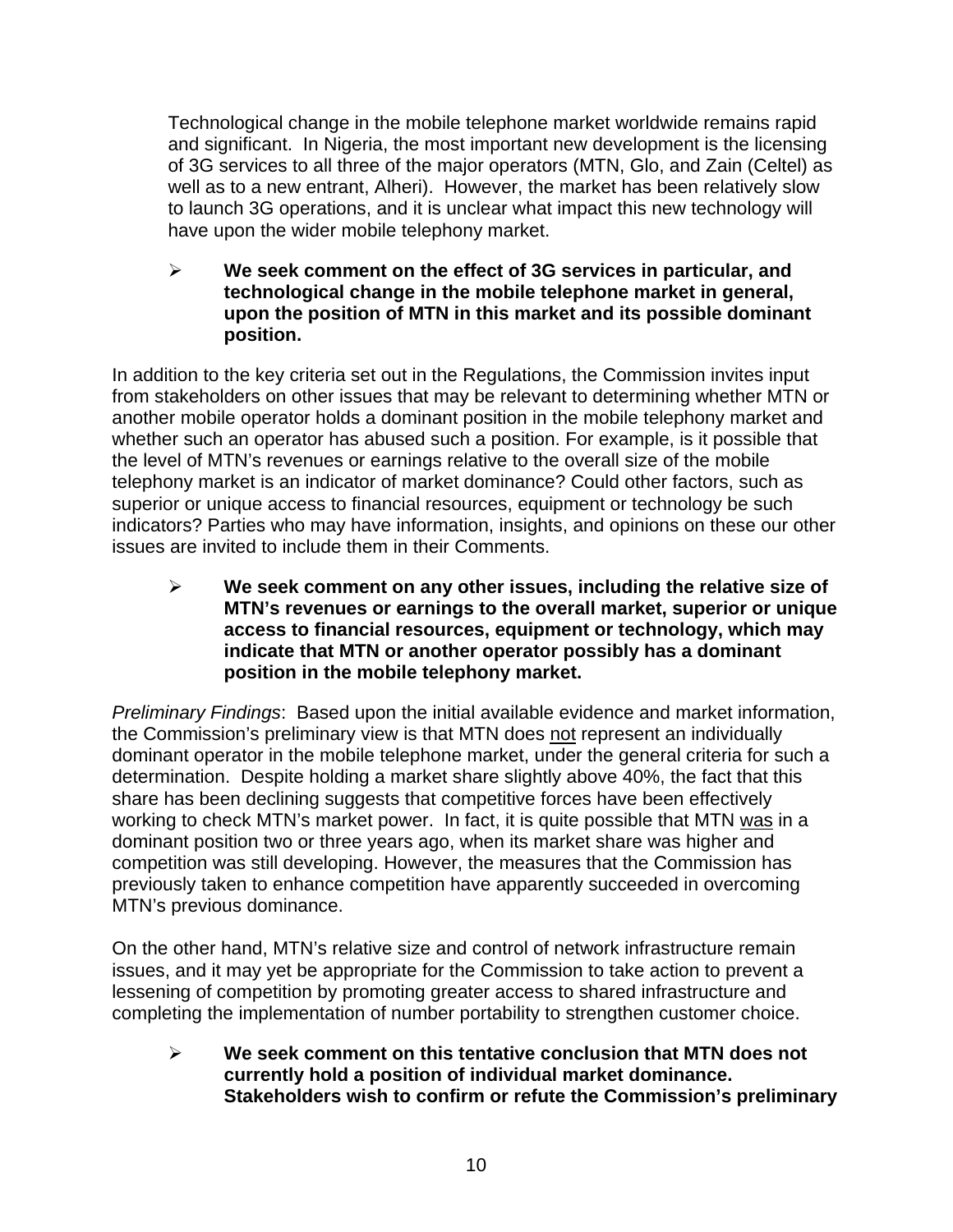Technological change in the mobile telephone market worldwide remains rapid and significant. In Nigeria, the most important new development is the licensing of 3G services to all three of the major operators (MTN, Glo, and Zain (Celtel) as well as to a new entrant, Alheri). However, the market has been relatively slow to launch 3G operations, and it is unclear what impact this new technology will have upon the wider mobile telephony market.

- **We seek comment on the effect of 3G services in particular, and technological change in the mobile telephone market in general, upon the position of MTN in this market and its possible dominant position.**

In addition to the key criteria set out in the Regulations, the Commission invites input from stakeholders on other issues that may be relevant to determining whether MTN or another mobile operator holds a dominant position in the mobile telephony market and whether such an operator has abused such a position. For example, is it possible that the level of MTN's revenues or earnings relative to the overall size of the mobile telephony market is an indicator of market dominance? Could other factors, such as superior or unique access to financial resources, equipment or technology be such indicators? Parties who may have information, insights, and opinions on these our other issues are invited to include them in their Comments.

- **We seek comment on any other issues, including the relative size of MTN's revenues or earnings to the overall market, superior or unique access to financial resources, equipment or technology, which may indicate that MTN or another operator possibly has a dominant position in the mobile telephony market.**

*Preliminary Findings*: Based upon the initial available evidence and market information, the Commission's preliminary view is that MTN does not represent an individually dominant operator in the mobile telephone market, under the general criteria for such a determination. Despite holding a market share slightly above 40%, the fact that this share has been declining suggests that competitive forces have been effectively working to check MTN's market power. In fact, it is quite possible that MTN was in a dominant position two or three years ago, when its market share was higher and competition was still developing. However, the measures that the Commission has previously taken to enhance competition have apparently succeeded in overcoming MTN's previous dominance.

On the other hand, MTN's relative size and control of network infrastructure remain issues, and it may yet be appropriate for the Commission to take action to prevent a lessening of competition by promoting greater access to shared infrastructure and completing the implementation of number portability to strengthen customer choice.

- **We seek comment on this tentative conclusion that MTN does not currently hold a position of individual market dominance. Stakeholders wish to confirm or refute the Commission's preliminary**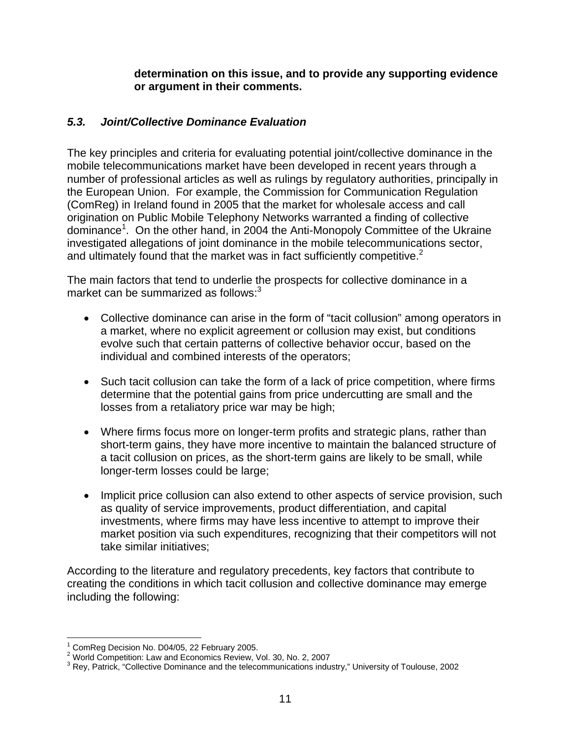**determination on this issue, and to provide any supporting evidence or argument in their comments.**

### *5.3. Joint/Collective Dominance Evaluation*

The key principles and criteria for evaluating potential joint/collective dominance in the mobile telecommunications market have been developed in recent years through a number of professional articles as well as rulings by regulatory authorities, principally in the European Union. For example, the Commission for Communication Regulation (ComReg) in Ireland found in 2005 that the market for wholesale access and call origination on Public Mobile Telephony Networks warranted a finding of collective dominance[1]. On the other hand, in 2004 the Anti-Monopoly Committee of the Ukraine investigated allegations of joint dominance in the mobile telecommunications sector, and ultimately found that the market was in fact sufficiently competitive.[2]

The main factors that tend to underlie the prospects for collective dominance in a market can be summarized as follows:[3]

- Collective dominance can arise in the form of "tacit collusion" among operators in a market, where no explicit agreement or collusion may exist, but conditions evolve such that certain patterns of collective behavior occur, based on the individual and combined interests of the operators;
- Such tacit collusion can take the form of a lack of price competition, where firms determine that the potential gains from price undercutting are small and the losses from a retaliatory price war may be high;
- Where firms focus more on longer-term profits and strategic plans, rather than short-term gains, they have more incentive to maintain the balanced structure of a tacit collusion on prices, as the short-term gains are likely to be small, while longer-term losses could be large;
- Implicit price collusion can also extend to other aspects of service provision, such as quality of service improvements, product differentiation, and capital investments, where firms may have less incentive to attempt to improve their market position via such expenditures, recognizing that their competitors will not take similar initiatives;

According to the literature and regulatory precedents, key factors that contribute to creating the conditions in which tacit collusion and collective dominance may emerge including the following:

---

[1] ComReg Decision No. D04/05, 22 February 2005.
[2] World Competition: Law and Economics Review, Vol. 30, No. 2, 2007
[3] Rey, Patrick, "Collective Dominance and the telecommunications industry," University of Toulouse, 2002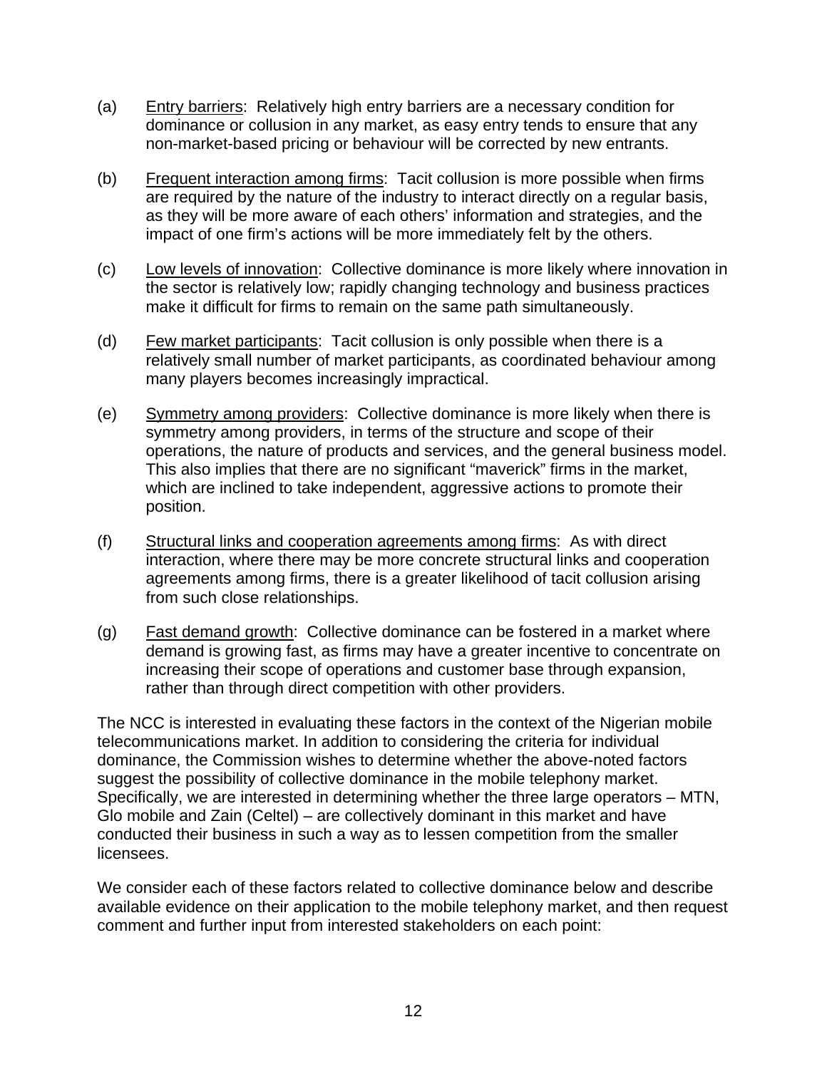(a) Entry barriers: Relatively high entry barriers are a necessary condition for dominance or collusion in any market, as easy entry tends to ensure that any non-market-based pricing or behaviour will be corrected by new entrants.

(b) Frequent interaction among firms: Tacit collusion is more possible when firms are required by the nature of the industry to interact directly on a regular basis, as they will be more aware of each others' information and strategies, and the impact of one firm's actions will be more immediately felt by the others.

(c) Low levels of innovation: Collective dominance is more likely where innovation in the sector is relatively low; rapidly changing technology and business practices make it difficult for firms to remain on the same path simultaneously.

(d) Few market participants: Tacit collusion is only possible when there is a relatively small number of market participants, as coordinated behaviour among many players becomes increasingly impractical.

(e) Symmetry among providers: Collective dominance is more likely when there is symmetry among providers, in terms of the structure and scope of their operations, the nature of products and services, and the general business model. This also implies that there are no significant "maverick" firms in the market, which are inclined to take independent, aggressive actions to promote their position.

(f) Structural links and cooperation agreements among firms: As with direct interaction, where there may be more concrete structural links and cooperation agreements among firms, there is a greater likelihood of tacit collusion arising from such close relationships.

(g) Fast demand growth: Collective dominance can be fostered in a market where demand is growing fast, as firms may have a greater incentive to concentrate on increasing their scope of operations and customer base through expansion, rather than through direct competition with other providers.

The NCC is interested in evaluating these factors in the context of the Nigerian mobile telecommunications market. In addition to considering the criteria for individual dominance, the Commission wishes to determine whether the above-noted factors suggest the possibility of collective dominance in the mobile telephony market. Specifically, we are interested in determining whether the three large operators – MTN, Glo mobile and Zain (Celtel) – are collectively dominant in this market and have conducted their business in such a way as to lessen competition from the smaller licensees.

We consider each of these factors related to collective dominance below and describe available evidence on their application to the mobile telephony market, and then request comment and further input from interested stakeholders on each point: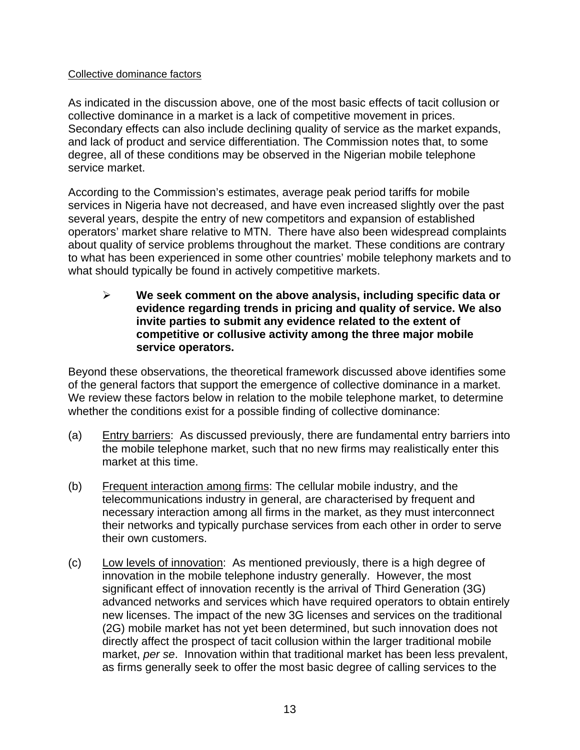Collective dominance factors

As indicated in the discussion above, one of the most basic effects of tacit collusion or collective dominance in a market is a lack of competitive movement in prices. Secondary effects can also include declining quality of service as the market expands, and lack of product and service differentiation. The Commission notes that, to some degree, all of these conditions may be observed in the Nigerian mobile telephone service market.

According to the Commission's estimates, average peak period tariffs for mobile services in Nigeria have not decreased, and have even increased slightly over the past several years, despite the entry of new competitors and expansion of established operators' market share relative to MTN. There have also been widespread complaints about quality of service problems throughout the market. These conditions are contrary to what has been experienced in some other countries' mobile telephony markets and to what should typically be found in actively competitive markets.

> ➢ **We seek comment on the above analysis, including specific data or evidence regarding trends in pricing and quality of service. We also invite parties to submit any evidence related to the extent of competitive or collusive activity among the three major mobile service operators.**

Beyond these observations, the theoretical framework discussed above identifies some of the general factors that support the emergence of collective dominance in a market. We review these factors below in relation to the mobile telephone market, to determine whether the conditions exist for a possible finding of collective dominance:

(a) Entry barriers: As discussed previously, there are fundamental entry barriers into the mobile telephone market, such that no new firms may realistically enter this market at this time.

(b) Frequent interaction among firms: The cellular mobile industry, and the telecommunications industry in general, are characterised by frequent and necessary interaction among all firms in the market, as they must interconnect their networks and typically purchase services from each other in order to serve their own customers.

(c) Low levels of innovation: As mentioned previously, there is a high degree of innovation in the mobile telephone industry generally. However, the most significant effect of innovation recently is the arrival of Third Generation (3G) advanced networks and services which have required operators to obtain entirely new licenses. The impact of the new 3G licenses and services on the traditional (2G) mobile market has not yet been determined, but such innovation does not directly affect the prospect of tacit collusion within the larger traditional mobile market, *per se*. Innovation within that traditional market has been less prevalent, as firms generally seek to offer the most basic degree of calling services to the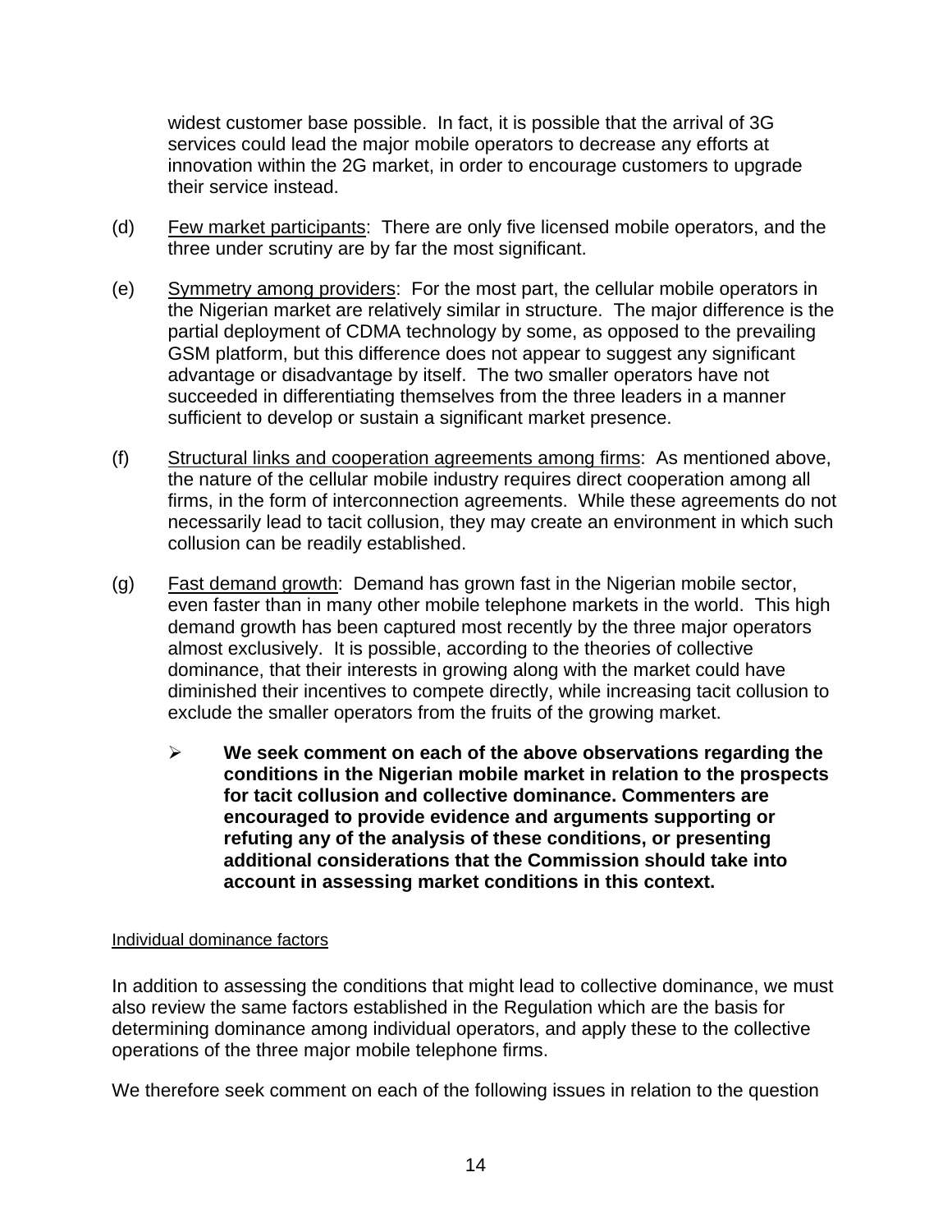widest customer base possible. In fact, it is possible that the arrival of 3G services could lead the major mobile operators to decrease any efforts at innovation within the 2G market, in order to encourage customers to upgrade their service instead.

(d) Few market participants: There are only five licensed mobile operators, and the three under scrutiny are by far the most significant.

(e) Symmetry among providers: For the most part, the cellular mobile operators in the Nigerian market are relatively similar in structure. The major difference is the partial deployment of CDMA technology by some, as opposed to the prevailing GSM platform, but this difference does not appear to suggest any significant advantage or disadvantage by itself. The two smaller operators have not succeeded in differentiating themselves from the three leaders in a manner sufficient to develop or sustain a significant market presence.

(f) Structural links and cooperation agreements among firms: As mentioned above, the nature of the cellular mobile industry requires direct cooperation among all firms, in the form of interconnection agreements. While these agreements do not necessarily lead to tacit collusion, they may create an environment in which such collusion can be readily established.

(g) Fast demand growth: Demand has grown fast in the Nigerian mobile sector, even faster than in many other mobile telephone markets in the world. This high demand growth has been captured most recently by the three major operators almost exclusively. It is possible, according to the theories of collective dominance, that their interests in growing along with the market could have diminished their incentives to compete directly, while increasing tacit collusion to exclude the smaller operators from the fruits of the growing market.

- **We seek comment on each of the above observations regarding the conditions in the Nigerian mobile market in relation to the prospects for tacit collusion and collective dominance. Commenters are encouraged to provide evidence and arguments supporting or refuting any of the analysis of these conditions, or presenting additional considerations that the Commission should take into account in assessing market conditions in this context.**

Individual dominance factors

In addition to assessing the conditions that might lead to collective dominance, we must also review the same factors established in the Regulation which are the basis for determining dominance among individual operators, and apply these to the collective operations of the three major mobile telephone firms.

We therefore seek comment on each of the following issues in relation to the question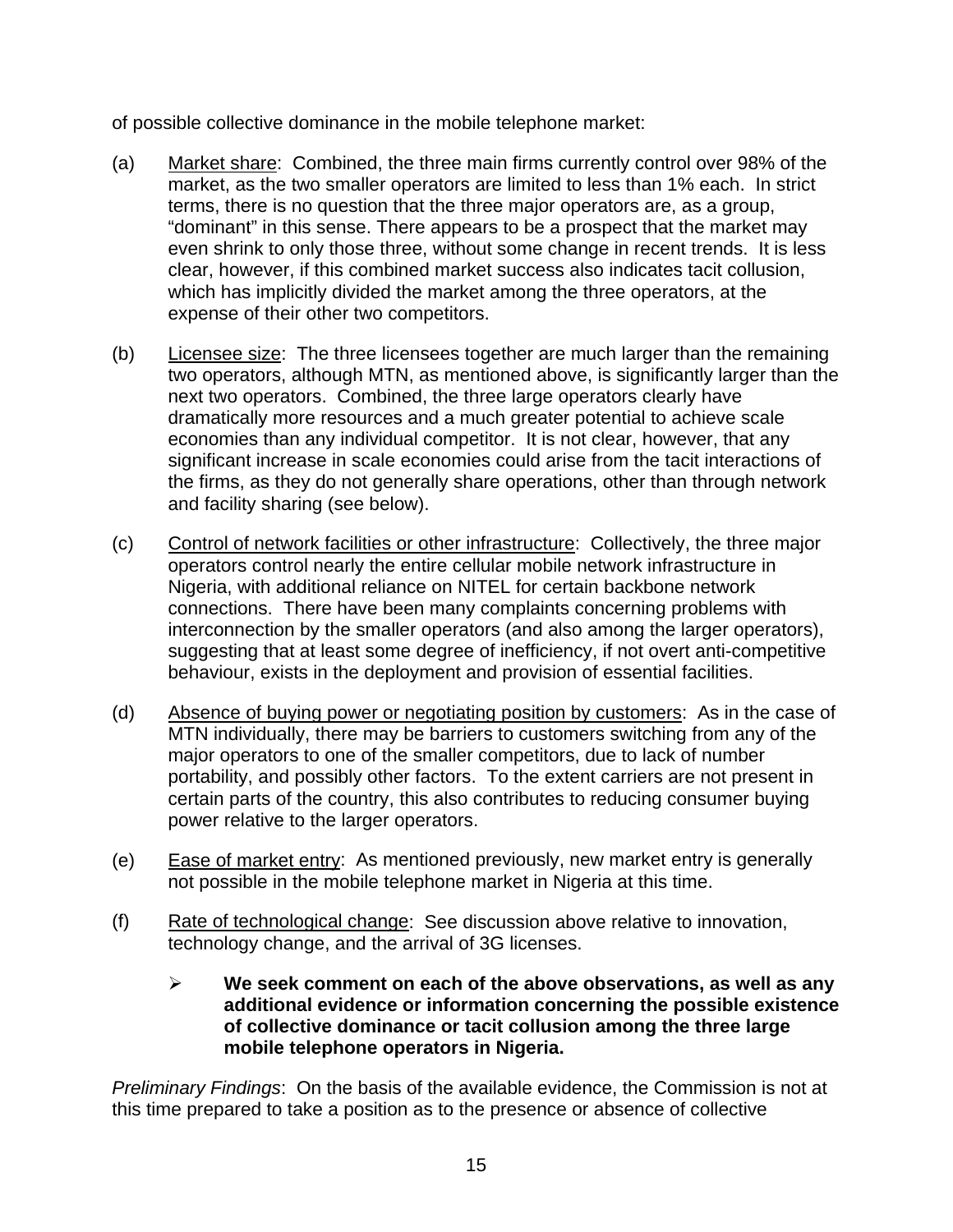of possible collective dominance in the mobile telephone market:

(a) Market share: Combined, the three main firms currently control over 98% of the market, as the two smaller operators are limited to less than 1% each. In strict terms, there is no question that the three major operators are, as a group, "dominant" in this sense. There appears to be a prospect that the market may even shrink to only those three, without some change in recent trends. It is less clear, however, if this combined market success also indicates tacit collusion, which has implicitly divided the market among the three operators, at the expense of their other two competitors.

(b) Licensee size: The three licensees together are much larger than the remaining two operators, although MTN, as mentioned above, is significantly larger than the next two operators. Combined, the three large operators clearly have dramatically more resources and a much greater potential to achieve scale economies than any individual competitor. It is not clear, however, that any significant increase in scale economies could arise from the tacit interactions of the firms, as they do not generally share operations, other than through network and facility sharing (see below).

(c) Control of network facilities or other infrastructure: Collectively, the three major operators control nearly the entire cellular mobile network infrastructure in Nigeria, with additional reliance on NITEL for certain backbone network connections. There have been many complaints concerning problems with interconnection by the smaller operators (and also among the larger operators), suggesting that at least some degree of inefficiency, if not overt anti-competitive behaviour, exists in the deployment and provision of essential facilities.

(d) Absence of buying power or negotiating position by customers: As in the case of MTN individually, there may be barriers to customers switching from any of the major operators to one of the smaller competitors, due to lack of number portability, and possibly other factors. To the extent carriers are not present in certain parts of the country, this also contributes to reducing consumer buying power relative to the larger operators.

(e) Ease of market entry: As mentioned previously, new market entry is generally not possible in the mobile telephone market in Nigeria at this time.

(f) Rate of technological change: See discussion above relative to innovation, technology change, and the arrival of 3G licenses.

- **We seek comment on each of the above observations, as well as any additional evidence or information concerning the possible existence of collective dominance or tacit collusion among the three large mobile telephone operators in Nigeria.**

*Preliminary Findings*: On the basis of the available evidence, the Commission is not at this time prepared to take a position as to the presence or absence of collective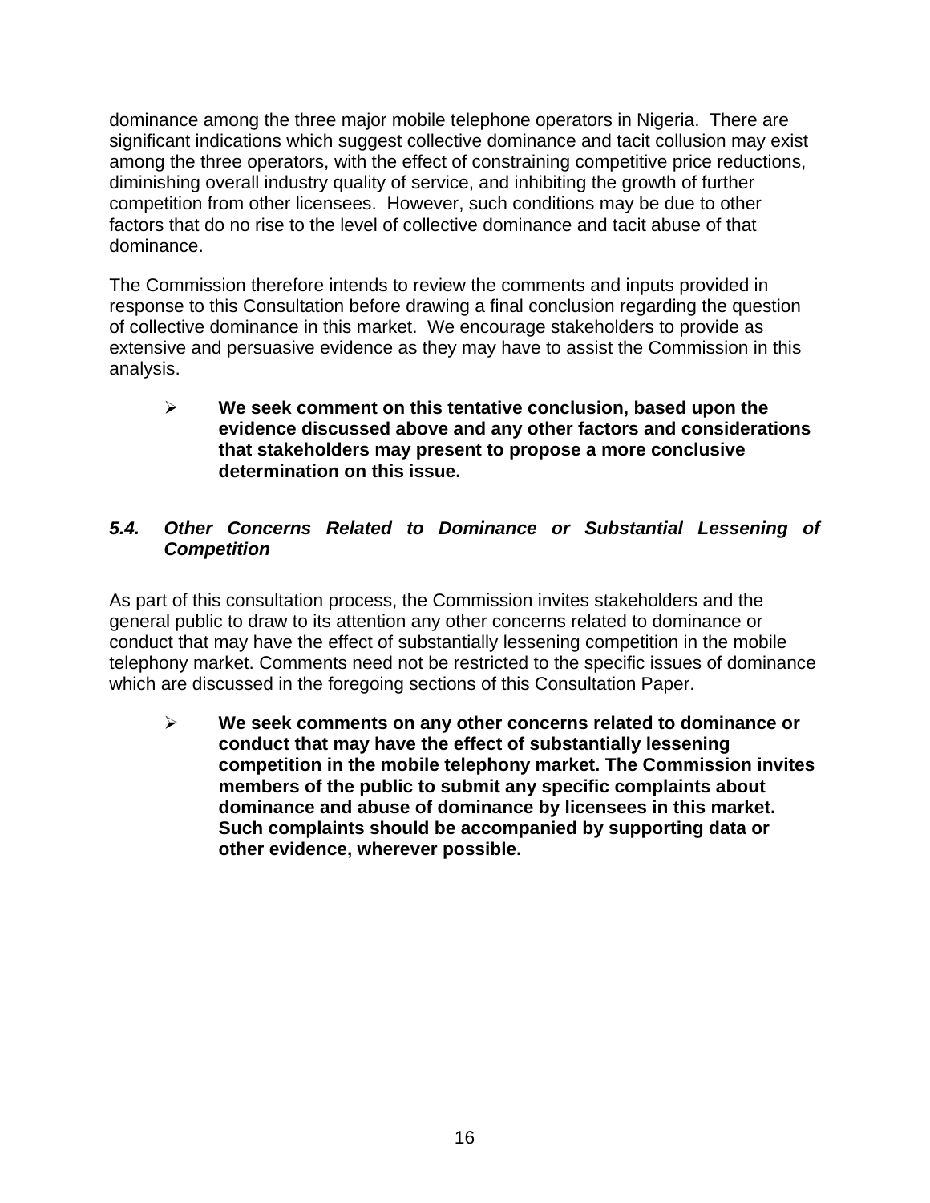dominance among the three major mobile telephone operators in Nigeria. There are significant indications which suggest collective dominance and tacit collusion may exist among the three operators, with the effect of constraining competitive price reductions, diminishing overall industry quality of service, and inhibiting the growth of further competition from other licensees. However, such conditions may be due to other factors that do no rise to the level of collective dominance and tacit abuse of that dominance.

The Commission therefore intends to review the comments and inputs provided in response to this Consultation before drawing a final conclusion regarding the question of collective dominance in this market. We encourage stakeholders to provide as extensive and persuasive evidence as they may have to assist the Commission in this analysis.

> - **We seek comment on this tentative conclusion, based upon the evidence discussed above and any other factors and considerations that stakeholders may present to propose a more conclusive determination on this issue.**

### *5.4. Other Concerns Related to Dominance or Substantial Lessening of Competition*

As part of this consultation process, the Commission invites stakeholders and the general public to draw to its attention any other concerns related to dominance or conduct that may have the effect of substantially lessening competition in the mobile telephony market. Comments need not be restricted to the specific issues of dominance which are discussed in the foregoing sections of this Consultation Paper.

> - **We seek comments on any other concerns related to dominance or conduct that may have the effect of substantially lessening competition in the mobile telephony market. The Commission invites members of the public to submit any specific complaints about dominance and abuse of dominance by licensees in this market. Such complaints should be accompanied by supporting data or other evidence, wherever possible.**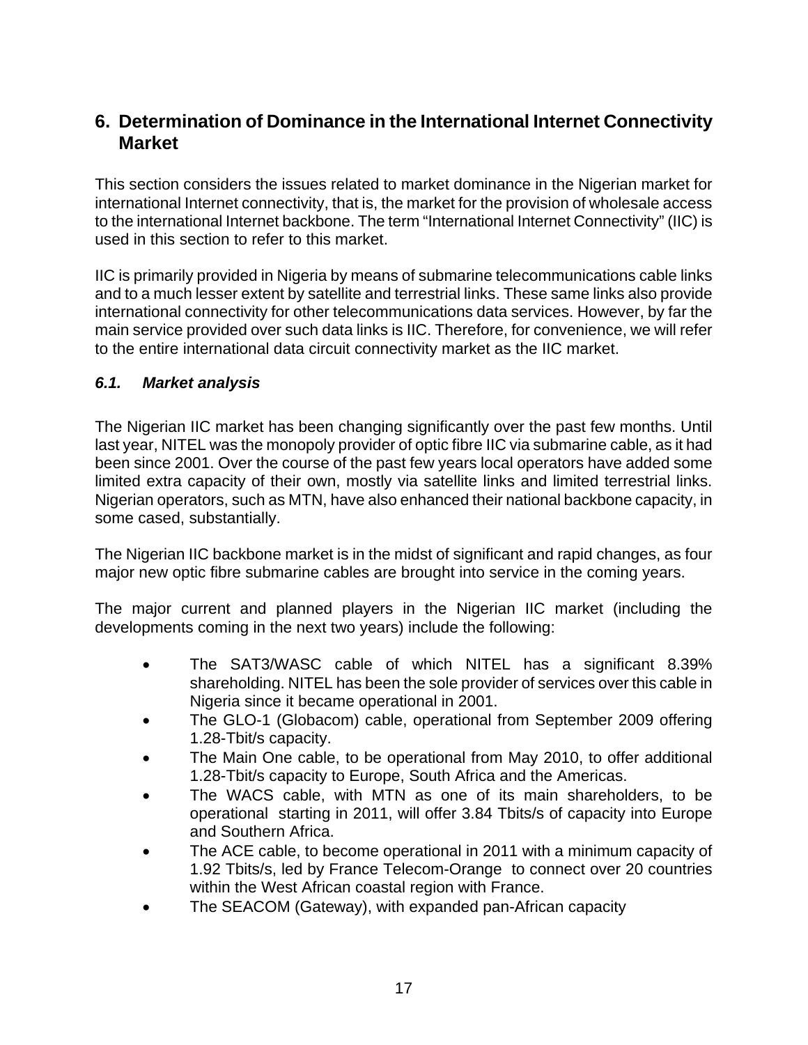## 6. Determination of Dominance in the International Internet Connectivity Market

This section considers the issues related to market dominance in the Nigerian market for international Internet connectivity, that is, the market for the provision of wholesale access to the international Internet backbone. The term "International Internet Connectivity" (IIC) is used in this section to refer to this market.

IIC is primarily provided in Nigeria by means of submarine telecommunications cable links and to a much lesser extent by satellite and terrestrial links. These same links also provide international connectivity for other telecommunications data services. However, by far the main service provided over such data links is IIC. Therefore, for convenience, we will refer to the entire international data circuit connectivity market as the IIC market.

### *6.1. Market analysis*

The Nigerian IIC market has been changing significantly over the past few months. Until last year, NITEL was the monopoly provider of optic fibre IIC via submarine cable, as it had been since 2001. Over the course of the past few years local operators have added some limited extra capacity of their own, mostly via satellite links and limited terrestrial links. Nigerian operators, such as MTN, have also enhanced their national backbone capacity, in some cased, substantially.

The Nigerian IIC backbone market is in the midst of significant and rapid changes, as four major new optic fibre submarine cables are brought into service in the coming years.

The major current and planned players in the Nigerian IIC market (including the developments coming in the next two years) include the following:

- The SAT3/WASC cable of which NITEL has a significant 8.39% shareholding. NITEL has been the sole provider of services over this cable in Nigeria since it became operational in 2001.
- The GLO-1 (Globacom) cable, operational from September 2009 offering 1.28-Tbit/s capacity.
- The Main One cable, to be operational from May 2010, to offer additional 1.28-Tbit/s capacity to Europe, South Africa and the Americas.
- The WACS cable, with MTN as one of its main shareholders, to be operational starting in 2011, will offer 3.84 Tbits/s of capacity into Europe and Southern Africa.
- The ACE cable, to become operational in 2011 with a minimum capacity of 1.92 Tbits/s, led by France Telecom-Orange to connect over 20 countries within the West African coastal region with France.
- The SEACOM (Gateway), with expanded pan-African capacity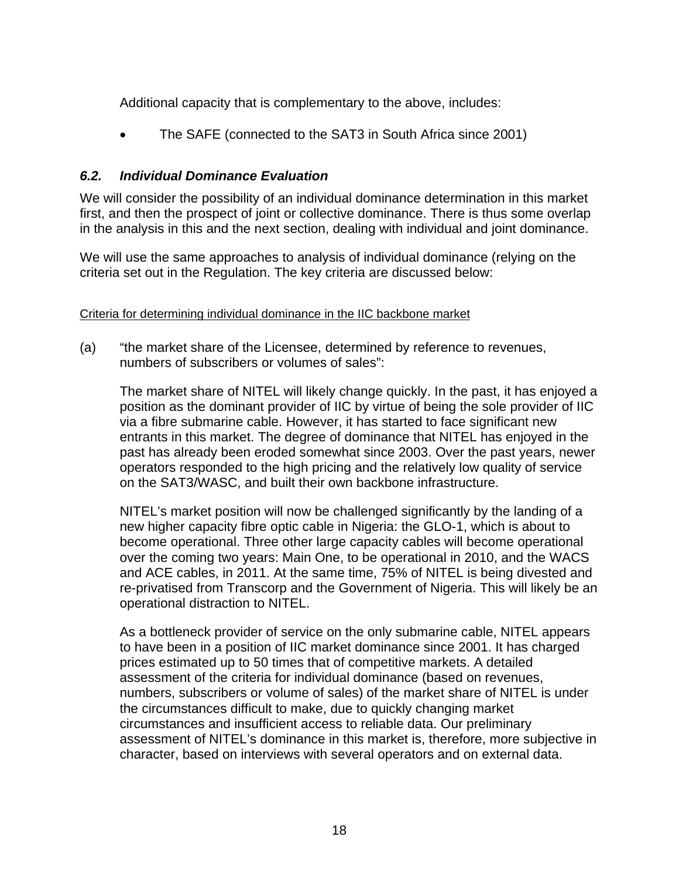Additional capacity that is complementary to the above, includes:

- The SAFE (connected to the SAT3 in South Africa since 2001)

### *6.2. Individual Dominance Evaluation*

We will consider the possibility of an individual dominance determination in this market first, and then the prospect of joint or collective dominance. There is thus some overlap in the analysis in this and the next section, dealing with individual and joint dominance.

We will use the same approaches to analysis of individual dominance (relying on the criteria set out in the Regulation. The key criteria are discussed below:

<u>Criteria for determining individual dominance in the IIC backbone market</u>

(a) "the market share of the Licensee, determined by reference to revenues, numbers of subscribers or volumes of sales":

The market share of NITEL will likely change quickly. In the past, it has enjoyed a position as the dominant provider of IIC by virtue of being the sole provider of IIC via a fibre submarine cable. However, it has started to face significant new entrants in this market. The degree of dominance that NITEL has enjoyed in the past has already been eroded somewhat since 2003. Over the past years, newer operators responded to the high pricing and the relatively low quality of service on the SAT3/WASC, and built their own backbone infrastructure.

NITEL's market position will now be challenged significantly by the landing of a new higher capacity fibre optic cable in Nigeria: the GLO-1, which is about to become operational. Three other large capacity cables will become operational over the coming two years: Main One, to be operational in 2010, and the WACS and ACE cables, in 2011. At the same time, 75% of NITEL is being divested and re-privatised from Transcorp and the Government of Nigeria. This will likely be an operational distraction to NITEL.

As a bottleneck provider of service on the only submarine cable, NITEL appears to have been in a position of IIC market dominance since 2001. It has charged prices estimated up to 50 times that of competitive markets. A detailed assessment of the criteria for individual dominance (based on revenues, numbers, subscribers or volume of sales) of the market share of NITEL is under the circumstances difficult to make, due to quickly changing market circumstances and insufficient access to reliable data. Our preliminary assessment of NITEL's dominance in this market is, therefore, more subjective in character, based on interviews with several operators and on external data.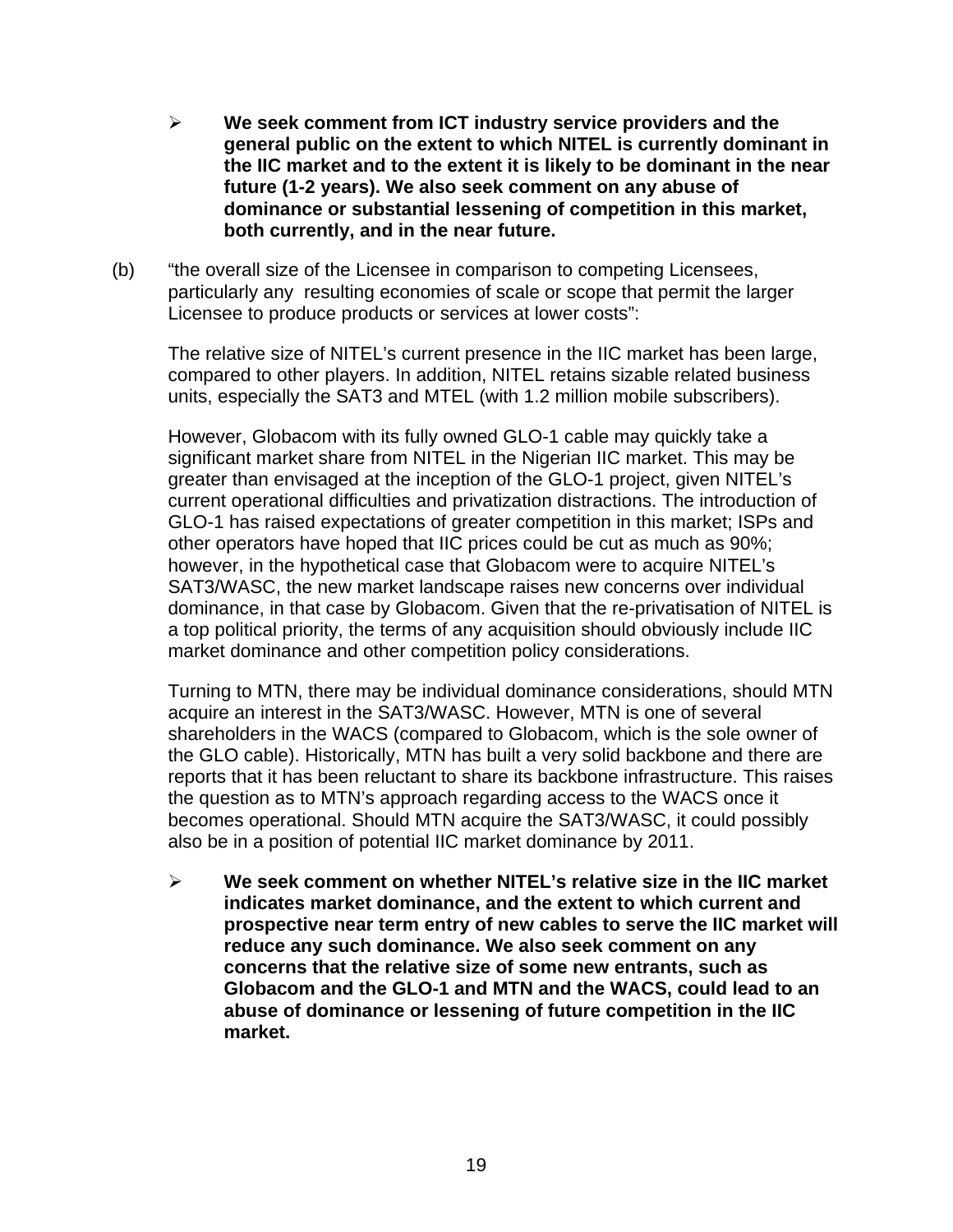- **We seek comment from ICT industry service providers and the general public on the extent to which NITEL is currently dominant in the IIC market and to the extent it is likely to be dominant in the near future (1-2 years). We also seek comment on any abuse of dominance or substantial lessening of competition in this market, both currently, and in the near future.**

(b) "the overall size of the Licensee in comparison to competing Licensees, particularly any resulting economies of scale or scope that permit the larger Licensee to produce products or services at lower costs":

The relative size of NITEL's current presence in the IIC market has been large, compared to other players. In addition, NITEL retains sizable related business units, especially the SAT3 and MTEL (with 1.2 million mobile subscribers).

However, Globacom with its fully owned GLO-1 cable may quickly take a significant market share from NITEL in the Nigerian IIC market. This may be greater than envisaged at the inception of the GLO-1 project, given NITEL's current operational difficulties and privatization distractions. The introduction of GLO-1 has raised expectations of greater competition in this market; ISPs and other operators have hoped that IIC prices could be cut as much as 90%; however, in the hypothetical case that Globacom were to acquire NITEL's SAT3/WASC, the new market landscape raises new concerns over individual dominance, in that case by Globacom. Given that the re-privatisation of NITEL is a top political priority, the terms of any acquisition should obviously include IIC market dominance and other competition policy considerations.

Turning to MTN, there may be individual dominance considerations, should MTN acquire an interest in the SAT3/WASC. However, MTN is one of several shareholders in the WACS (compared to Globacom, which is the sole owner of the GLO cable). Historically, MTN has built a very solid backbone and there are reports that it has been reluctant to share its backbone infrastructure. This raises the question as to MTN's approach regarding access to the WACS once it becomes operational. Should MTN acquire the SAT3/WASC, it could possibly also be in a position of potential IIC market dominance by 2011.

- **We seek comment on whether NITEL's relative size in the IIC market indicates market dominance, and the extent to which current and prospective near term entry of new cables to serve the IIC market will reduce any such dominance. We also seek comment on any concerns that the relative size of some new entrants, such as Globacom and the GLO-1 and MTN and the WACS, could lead to an abuse of dominance or lessening of future competition in the IIC market.**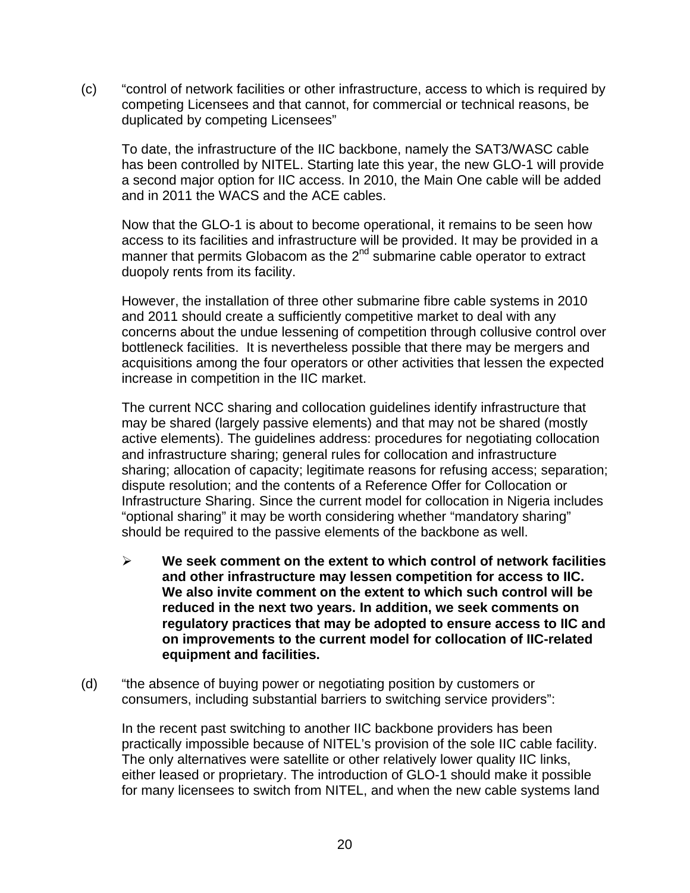(c) "control of network facilities or other infrastructure, access to which is required by competing Licensees and that cannot, for commercial or technical reasons, be duplicated by competing Licensees"

To date, the infrastructure of the IIC backbone, namely the SAT3/WASC cable has been controlled by NITEL. Starting late this year, the new GLO-1 will provide a second major option for IIC access. In 2010, the Main One cable will be added and in 2011 the WACS and the ACE cables.

Now that the GLO-1 is about to become operational, it remains to be seen how access to its facilities and infrastructure will be provided. It may be provided in a manner that permits Globacom as the 2nd submarine cable operator to extract duopoly rents from its facility.

However, the installation of three other submarine fibre cable systems in 2010 and 2011 should create a sufficiently competitive market to deal with any concerns about the undue lessening of competition through collusive control over bottleneck facilities. It is nevertheless possible that there may be mergers and acquisitions among the four operators or other activities that lessen the expected increase in competition in the IIC market.

The current NCC sharing and collocation guidelines identify infrastructure that may be shared (largely passive elements) and that may not be shared (mostly active elements). The guidelines address: procedures for negotiating collocation and infrastructure sharing; general rules for collocation and infrastructure sharing; allocation of capacity; legitimate reasons for refusing access; separation; dispute resolution; and the contents of a Reference Offer for Collocation or Infrastructure Sharing. Since the current model for collocation in Nigeria includes "optional sharing" it may be worth considering whether "mandatory sharing" should be required to the passive elements of the backbone as well.

- **We seek comment on the extent to which control of network facilities and other infrastructure may lessen competition for access to IIC. We also invite comment on the extent to which such control will be reduced in the next two years. In addition, we seek comments on regulatory practices that may be adopted to ensure access to IIC and on improvements to the current model for collocation of IIC-related equipment and facilities.**

(d) "the absence of buying power or negotiating position by customers or consumers, including substantial barriers to switching service providers":

In the recent past switching to another IIC backbone providers has been practically impossible because of NITEL's provision of the sole IIC cable facility. The only alternatives were satellite or other relatively lower quality IIC links, either leased or proprietary. The introduction of GLO-1 should make it possible for many licensees to switch from NITEL, and when the new cable systems land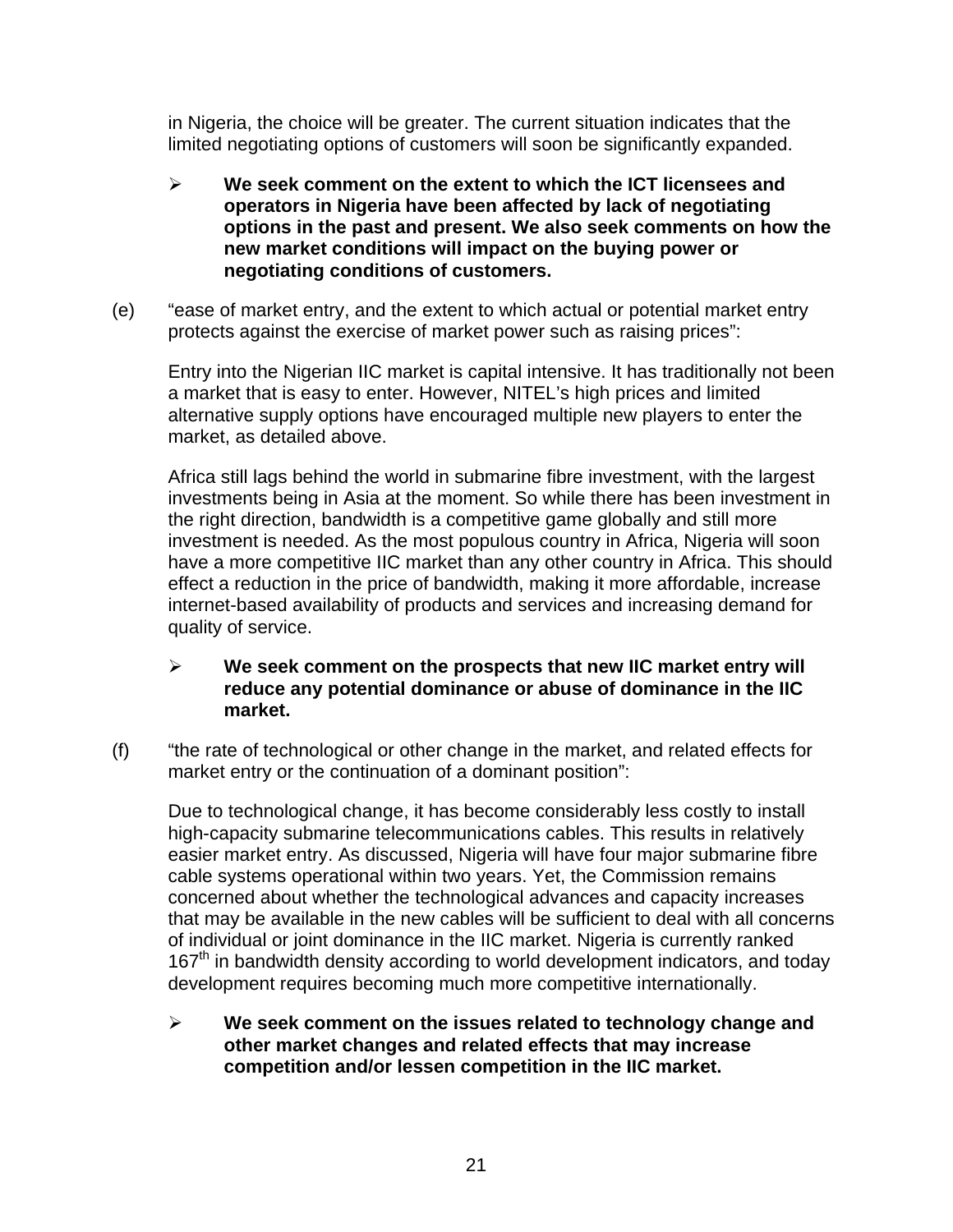in Nigeria, the choice will be greater. The current situation indicates that the limited negotiating options of customers will soon be significantly expanded.

- **We seek comment on the extent to which the ICT licensees and operators in Nigeria have been affected by lack of negotiating options in the past and present. We also seek comments on how the new market conditions will impact on the buying power or negotiating conditions of customers.**

(e) "ease of market entry, and the extent to which actual or potential market entry protects against the exercise of market power such as raising prices":

Entry into the Nigerian IIC market is capital intensive. It has traditionally not been a market that is easy to enter. However, NITEL's high prices and limited alternative supply options have encouraged multiple new players to enter the market, as detailed above.

Africa still lags behind the world in submarine fibre investment, with the largest investments being in Asia at the moment. So while there has been investment in the right direction, bandwidth is a competitive game globally and still more investment is needed. As the most populous country in Africa, Nigeria will soon have a more competitive IIC market than any other country in Africa. This should effect a reduction in the price of bandwidth, making it more affordable, increase internet-based availability of products and services and increasing demand for quality of service.

- **We seek comment on the prospects that new IIC market entry will reduce any potential dominance or abuse of dominance in the IIC market.**

(f) "the rate of technological or other change in the market, and related effects for market entry or the continuation of a dominant position":

Due to technological change, it has become considerably less costly to install high-capacity submarine telecommunications cables. This results in relatively easier market entry. As discussed, Nigeria will have four major submarine fibre cable systems operational within two years. Yet, the Commission remains concerned about whether the technological advances and capacity increases that may be available in the new cables will be sufficient to deal with all concerns of individual or joint dominance in the IIC market. Nigeria is currently ranked 167th in bandwidth density according to world development indicators, and today development requires becoming much more competitive internationally.

- **We seek comment on the issues related to technology change and other market changes and related effects that may increase competition and/or lessen competition in the IIC market.**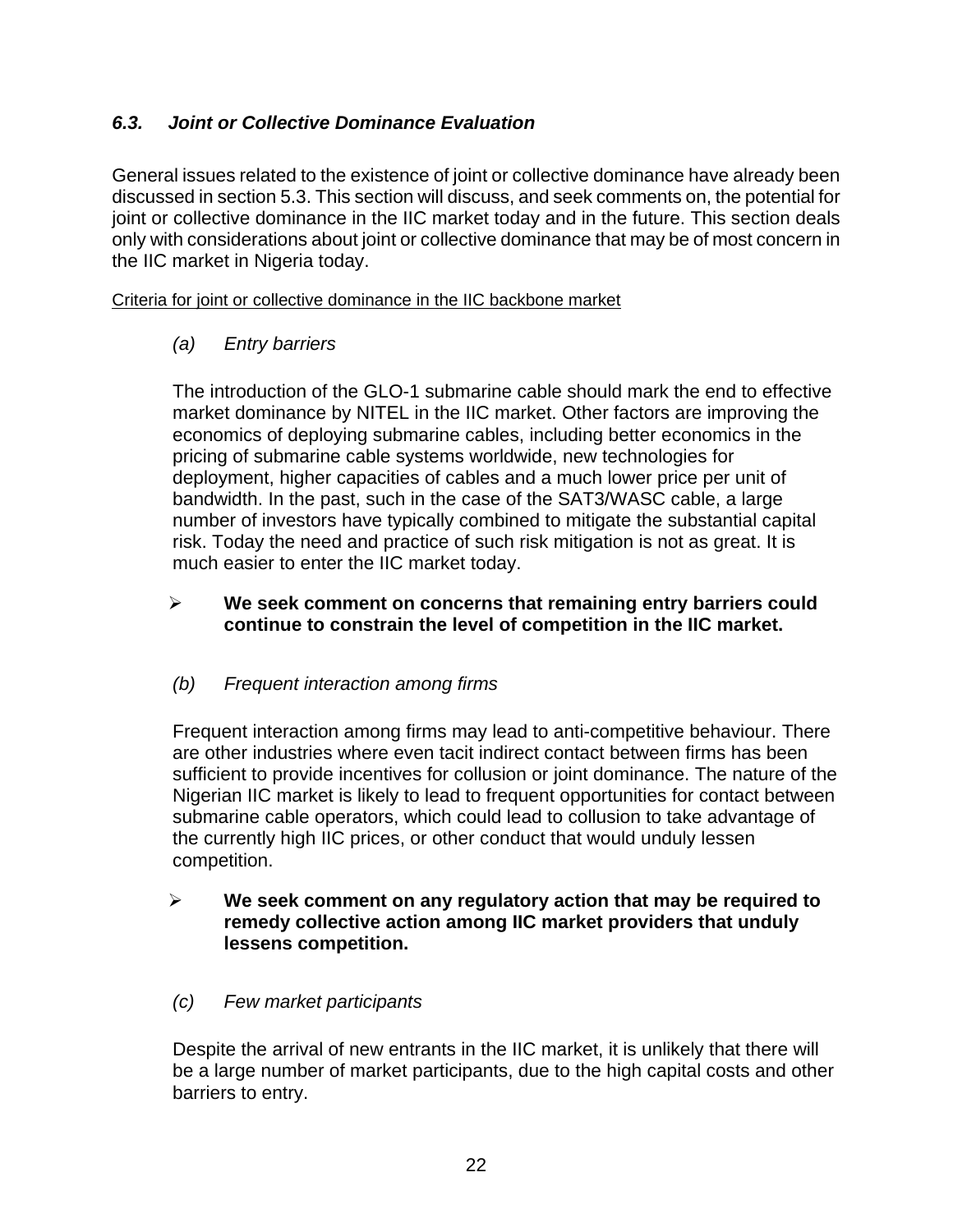### *6.3. Joint or Collective Dominance Evaluation*

General issues related to the existence of joint or collective dominance have already been discussed in section 5.3. This section will discuss, and seek comments on, the potential for joint or collective dominance in the IIC market today and in the future. This section deals only with considerations about joint or collective dominance that may be of most concern in the IIC market in Nigeria today.

<u>Criteria for joint or collective dominance in the IIC backbone market</u>

*(a) Entry barriers*

The introduction of the GLO-1 submarine cable should mark the end to effective market dominance by NITEL in the IIC market. Other factors are improving the economics of deploying submarine cables, including better economics in the pricing of submarine cable systems worldwide, new technologies for deployment, higher capacities of cables and a much lower price per unit of bandwidth. In the past, such in the case of the SAT3/WASC cable, a large number of investors have typically combined to mitigate the substantial capital risk. Today the need and practice of such risk mitigation is not as great. It is much easier to enter the IIC market today.

- **We seek comment on concerns that remaining entry barriers could continue to constrain the level of competition in the IIC market.**

*(b) Frequent interaction among firms*

Frequent interaction among firms may lead to anti-competitive behaviour. There are other industries where even tacit indirect contact between firms has been sufficient to provide incentives for collusion or joint dominance. The nature of the Nigerian IIC market is likely to lead to frequent opportunities for contact between submarine cable operators, which could lead to collusion to take advantage of the currently high IIC prices, or other conduct that would unduly lessen competition.

- **We seek comment on any regulatory action that may be required to remedy collective action among IIC market providers that unduly lessens competition.**

*(c) Few market participants*

Despite the arrival of new entrants in the IIC market, it is unlikely that there will be a large number of market participants, due to the high capital costs and other barriers to entry.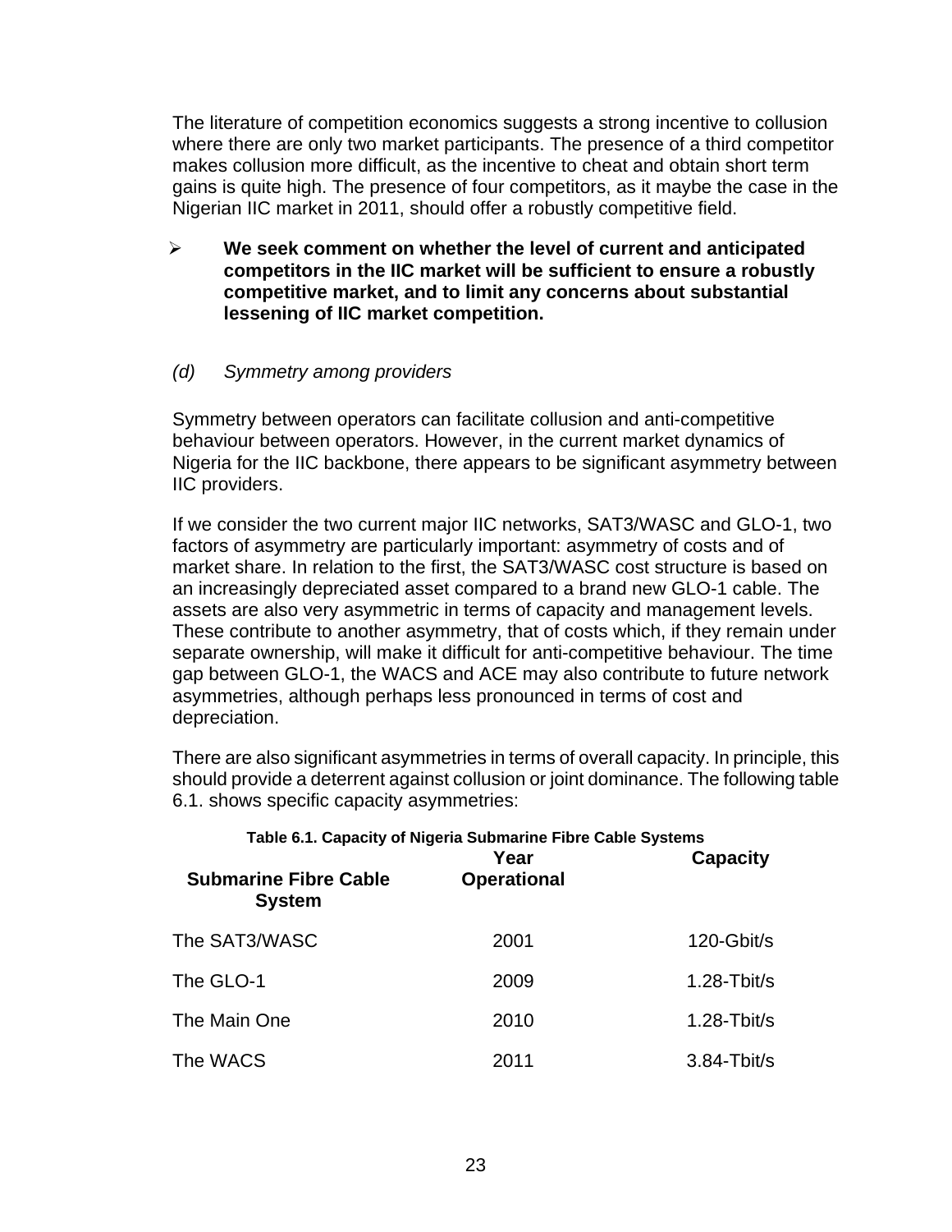The literature of competition economics suggests a strong incentive to collusion where there are only two market participants. The presence of a third competitor makes collusion more difficult, as the incentive to cheat and obtain short term gains is quite high. The presence of four competitors, as it maybe the case in the Nigerian IIC market in 2011, should offer a robustly competitive field.

- **We seek comment on whether the level of current and anticipated competitors in the IIC market will be sufficient to ensure a robustly competitive market, and to limit any concerns about substantial lessening of IIC market competition.**

*(d) Symmetry among providers*

Symmetry between operators can facilitate collusion and anti-competitive behaviour between operators. However, in the current market dynamics of Nigeria for the IIC backbone, there appears to be significant asymmetry between IIC providers.

If we consider the two current major IIC networks, SAT3/WASC and GLO-1, two factors of asymmetry are particularly important: asymmetry of costs and of market share. In relation to the first, the SAT3/WASC cost structure is based on an increasingly depreciated asset compared to a brand new GLO-1 cable. The assets are also very asymmetric in terms of capacity and management levels. These contribute to another asymmetry, that of costs which, if they remain under separate ownership, will make it difficult for anti-competitive behaviour. The time gap between GLO-1, the WACS and ACE may also contribute to future network asymmetries, although perhaps less pronounced in terms of cost and depreciation.

There are also significant asymmetries in terms of overall capacity. In principle, this should provide a deterrent against collusion or joint dominance. The following table 6.1. shows specific capacity asymmetries:

**Table 6.1. Capacity of Nigeria Submarine Fibre Cable Systems**

| Submarine Fibre Cable System | Year Operational | Capacity |
|---|---|---|
| The SAT3/WASC | 2001 | 120-Gbit/s |
| The GLO-1 | 2009 | 1.28-Tbit/s |
| The Main One | 2010 | 1.28-Tbit/s |
| The WACS | 2011 | 3.84-Tbit/s |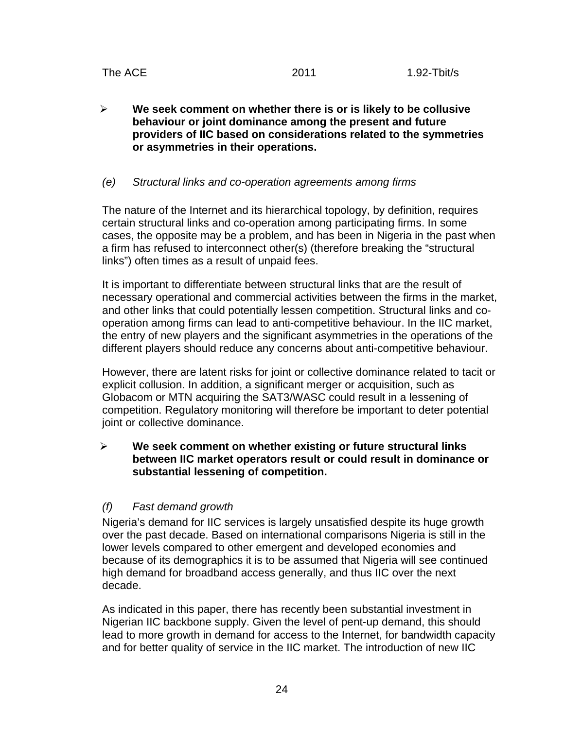| The ACE | 2011 | 1.92-Tbit/s |
|---|---|---|

- **We seek comment on whether there is or is likely to be collusive behaviour or joint dominance among the present and future providers of IIC based on considerations related to the symmetries or asymmetries in their operations.**

*(e) Structural links and co-operation agreements among firms*

The nature of the Internet and its hierarchical topology, by definition, requires certain structural links and co-operation among participating firms. In some cases, the opposite may be a problem, and has been in Nigeria in the past when a firm has refused to interconnect other(s) (therefore breaking the "structural links") often times as a result of unpaid fees.

It is important to differentiate between structural links that are the result of necessary operational and commercial activities between the firms in the market, and other links that could potentially lessen competition. Structural links and co-operation among firms can lead to anti-competitive behaviour. In the IIC market, the entry of new players and the significant asymmetries in the operations of the different players should reduce any concerns about anti-competitive behaviour.

However, there are latent risks for joint or collective dominance related to tacit or explicit collusion. In addition, a significant merger or acquisition, such as Globacom or MTN acquiring the SAT3/WASC could result in a lessening of competition. Regulatory monitoring will therefore be important to deter potential joint or collective dominance.

- **We seek comment on whether existing or future structural links between IIC market operators result or could result in dominance or substantial lessening of competition.**

*(f) Fast demand growth*

Nigeria's demand for IIC services is largely unsatisfied despite its huge growth over the past decade. Based on international comparisons Nigeria is still in the lower levels compared to other emergent and developed economies and because of its demographics it is to be assumed that Nigeria will see continued high demand for broadband access generally, and thus IIC over the next decade.

As indicated in this paper, there has recently been substantial investment in Nigerian IIC backbone supply. Given the level of pent-up demand, this should lead to more growth in demand for access to the Internet, for bandwidth capacity and for better quality of service in the IIC market. The introduction of new IIC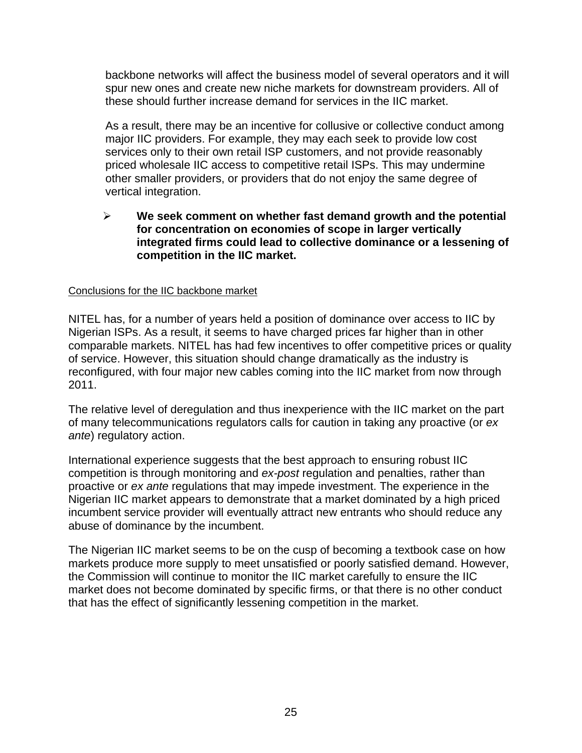backbone networks will affect the business model of several operators and it will spur new ones and create new niche markets for downstream providers. All of these should further increase demand for services in the IIC market.

As a result, there may be an incentive for collusive or collective conduct among major IIC providers. For example, they may each seek to provide low cost services only to their own retail ISP customers, and not provide reasonably priced wholesale IIC access to competitive retail ISPs. This may undermine other smaller providers, or providers that do not enjoy the same degree of vertical integration.

- **We seek comment on whether fast demand growth and the potential for concentration on economies of scope in larger vertically integrated firms could lead to collective dominance or a lessening of competition in the IIC market.**

Conclusions for the IIC backbone market

NITEL has, for a number of years held a position of dominance over access to IIC by Nigerian ISPs. As a result, it seems to have charged prices far higher than in other comparable markets. NITEL has had few incentives to offer competitive prices or quality of service. However, this situation should change dramatically as the industry is reconfigured, with four major new cables coming into the IIC market from now through 2011.

The relative level of deregulation and thus inexperience with the IIC market on the part of many telecommunications regulators calls for caution in taking any proactive (or *ex ante*) regulatory action.

International experience suggests that the best approach to ensuring robust IIC competition is through monitoring and *ex-post* regulation and penalties, rather than proactive or *ex ante* regulations that may impede investment. The experience in the Nigerian IIC market appears to demonstrate that a market dominated by a high priced incumbent service provider will eventually attract new entrants who should reduce any abuse of dominance by the incumbent.

The Nigerian IIC market seems to be on the cusp of becoming a textbook case on how markets produce more supply to meet unsatisfied or poorly satisfied demand. However, the Commission will continue to monitor the IIC market carefully to ensure the IIC market does not become dominated by specific firms, or that there is no other conduct that has the effect of significantly lessening competition in the market.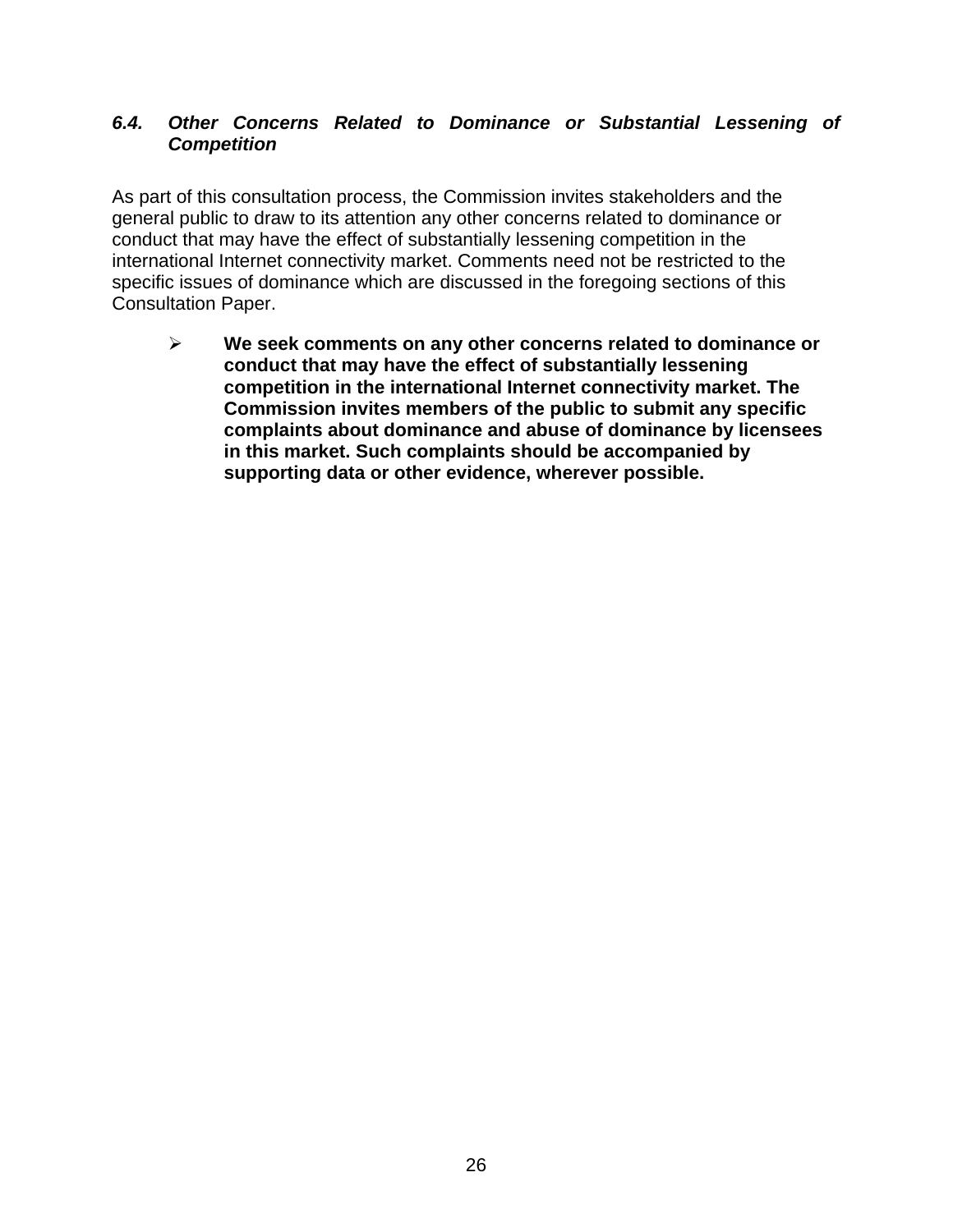### *6.4. Other Concerns Related to Dominance or Substantial Lessening of Competition*

As part of this consultation process, the Commission invites stakeholders and the general public to draw to its attention any other concerns related to dominance or conduct that may have the effect of substantially lessening competition in the international Internet connectivity market. Comments need not be restricted to the specific issues of dominance which are discussed in the foregoing sections of this Consultation Paper.

- **We seek comments on any other concerns related to dominance or conduct that may have the effect of substantially lessening competition in the international Internet connectivity market. The Commission invites members of the public to submit any specific complaints about dominance and abuse of dominance by licensees in this market. Such complaints should be accompanied by supporting data or other evidence, wherever possible.**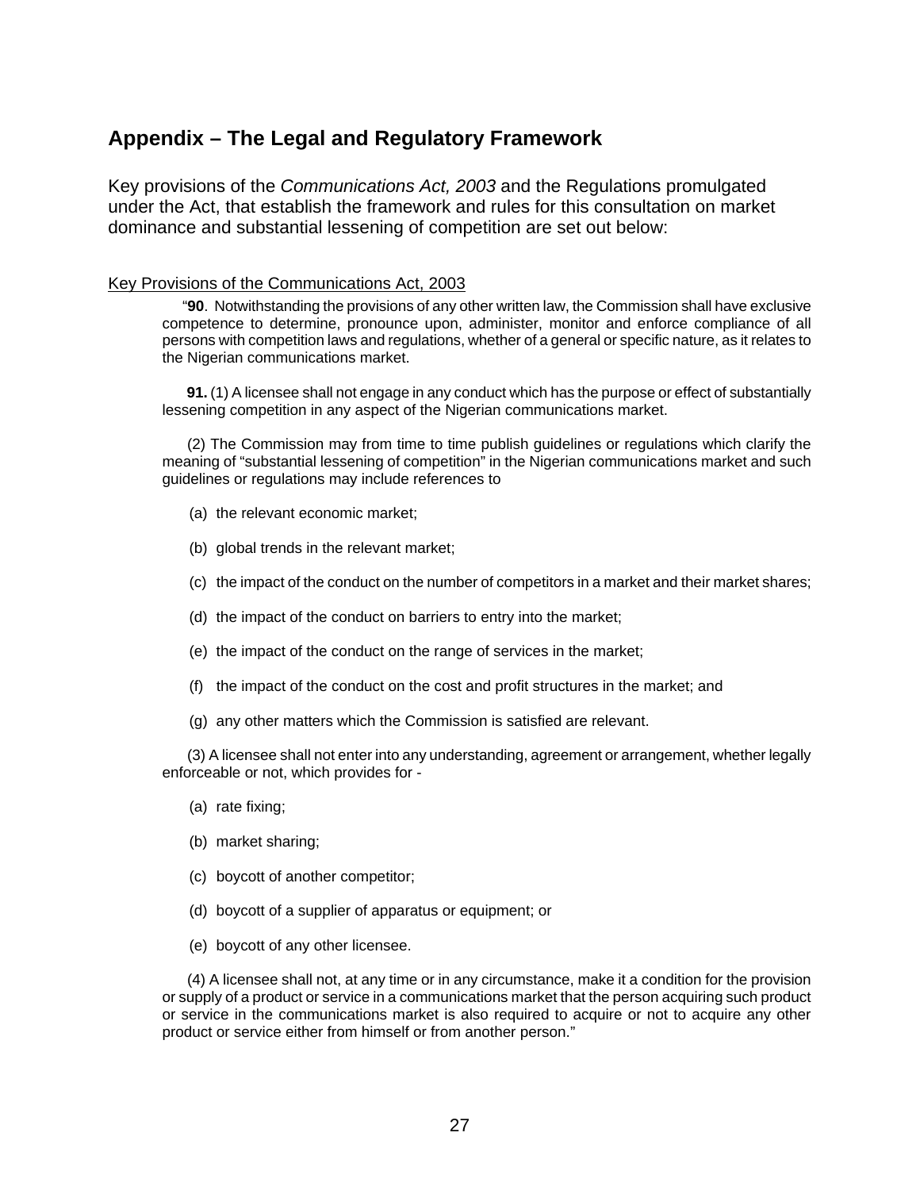## Appendix – The Legal and Regulatory Framework

Key provisions of the *Communications Act, 2003* and the Regulations promulgated under the Act, that establish the framework and rules for this consultation on market dominance and substantial lessening of competition are set out below:

Key Provisions of the Communications Act, 2003

> "**90**. Notwithstanding the provisions of any other written law, the Commission shall have exclusive competence to determine, pronounce upon, administer, monitor and enforce compliance of all persons with competition laws and regulations, whether of a general or specific nature, as it relates to the Nigerian communications market.
>
> **91.** (1) A licensee shall not engage in any conduct which has the purpose or effect of substantially lessening competition in any aspect of the Nigerian communications market.
>
> (2) The Commission may from time to time publish guidelines or regulations which clarify the meaning of "substantial lessening of competition" in the Nigerian communications market and such guidelines or regulations may include references to
>
> (a) the relevant economic market;
>
> (b) global trends in the relevant market;
>
> (c) the impact of the conduct on the number of competitors in a market and their market shares;
>
> (d) the impact of the conduct on barriers to entry into the market;
>
> (e) the impact of the conduct on the range of services in the market;
>
> (f) the impact of the conduct on the cost and profit structures in the market; and
>
> (g) any other matters which the Commission is satisfied are relevant.
>
> (3) A licensee shall not enter into any understanding, agreement or arrangement, whether legally enforceable or not, which provides for -
>
> (a) rate fixing;
>
> (b) market sharing;
>
> (c) boycott of another competitor;
>
> (d) boycott of a supplier of apparatus or equipment; or
>
> (e) boycott of any other licensee.
>
> (4) A licensee shall not, at any time or in any circumstance, make it a condition for the provision or supply of a product or service in a communications market that the person acquiring such product or service in the communications market is also required to acquire or not to acquire any other product or service either from himself or from another person."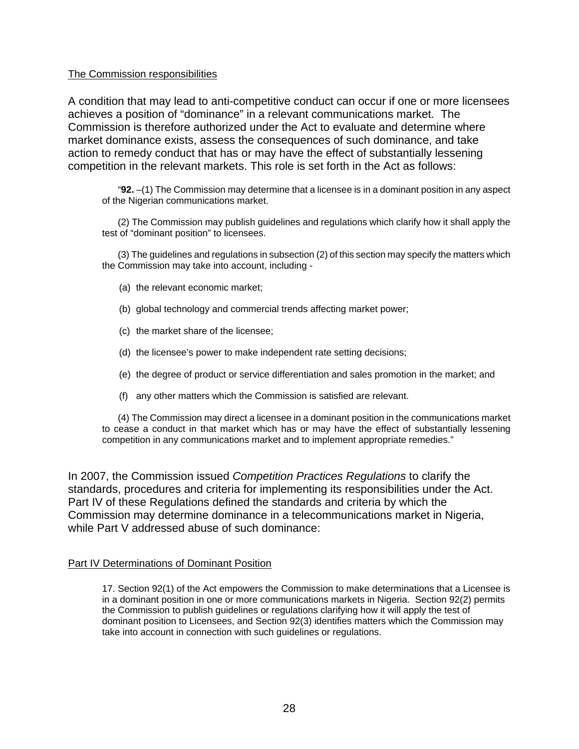The Commission responsibilities

A condition that may lead to anti-competitive conduct can occur if one or more licensees achieves a position of “dominance” in a relevant communications market. The Commission is therefore authorized under the Act to evaluate and determine where market dominance exists, assess the consequences of such dominance, and take action to remedy conduct that has or may have the effect of substantially lessening competition in the relevant markets. This role is set forth in the Act as follows:

> “**92.** –(1) The Commission may determine that a licensee is in a dominant position in any aspect of the Nigerian communications market.
>
> (2) The Commission may publish guidelines and regulations which clarify how it shall apply the test of “dominant position” to licensees.
>
> (3) The guidelines and regulations in subsection (2) of this section may specify the matters which the Commission may take into account, including -
>
> (a) the relevant economic market;
>
> (b) global technology and commercial trends affecting market power;
>
> (c) the market share of the licensee;
>
> (d) the licensee’s power to make independent rate setting decisions;
>
> (e) the degree of product or service differentiation and sales promotion in the market; and
>
> (f) any other matters which the Commission is satisfied are relevant.
>
> (4) The Commission may direct a licensee in a dominant position in the communications market to cease a conduct in that market which has or may have the effect of substantially lessening competition in any communications market and to implement appropriate remedies.”

In 2007, the Commission issued *Competition Practices Regulations* to clarify the standards, procedures and criteria for implementing its responsibilities under the Act. Part IV of these Regulations defined the standards and criteria by which the Commission may determine dominance in a telecommunications market in Nigeria, while Part V addressed abuse of such dominance:

Part IV Determinations of Dominant Position

> 17. Section 92(1) of the Act empowers the Commission to make determinations that a Licensee is in a dominant position in one or more communications markets in Nigeria. Section 92(2) permits the Commission to publish guidelines or regulations clarifying how it will apply the test of dominant position to Licensees, and Section 92(3) identifies matters which the Commission may take into account in connection with such guidelines or regulations.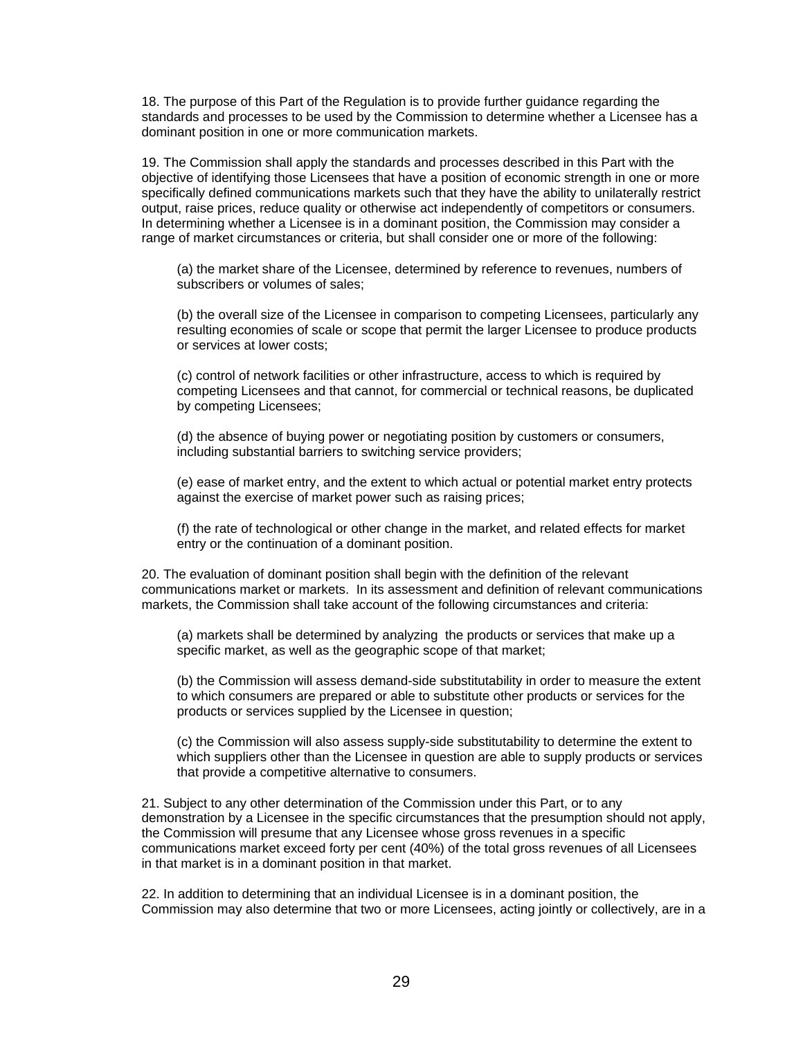18. The purpose of this Part of the Regulation is to provide further guidance regarding the standards and processes to be used by the Commission to determine whether a Licensee has a dominant position in one or more communication markets.

19. The Commission shall apply the standards and processes described in this Part with the objective of identifying those Licensees that have a position of economic strength in one or more specifically defined communications markets such that they have the ability to unilaterally restrict output, raise prices, reduce quality or otherwise act independently of competitors or consumers. In determining whether a Licensee is in a dominant position, the Commission may consider a range of market circumstances or criteria, but shall consider one or more of the following:

> (a) the market share of the Licensee, determined by reference to revenues, numbers of subscribers or volumes of sales;
>
> (b) the overall size of the Licensee in comparison to competing Licensees, particularly any resulting economies of scale or scope that permit the larger Licensee to produce products or services at lower costs;
>
> (c) control of network facilities or other infrastructure, access to which is required by competing Licensees and that cannot, for commercial or technical reasons, be duplicated by competing Licensees;
>
> (d) the absence of buying power or negotiating position by customers or consumers, including substantial barriers to switching service providers;
>
> (e) ease of market entry, and the extent to which actual or potential market entry protects against the exercise of market power such as raising prices;
>
> (f) the rate of technological or other change in the market, and related effects for market entry or the continuation of a dominant position.

20. The evaluation of dominant position shall begin with the definition of the relevant communications market or markets. In its assessment and definition of relevant communications markets, the Commission shall take account of the following circumstances and criteria:

> (a) markets shall be determined by analyzing the products or services that make up a specific market, as well as the geographic scope of that market;
>
> (b) the Commission will assess demand-side substitutability in order to measure the extent to which consumers are prepared or able to substitute other products or services for the products or services supplied by the Licensee in question;
>
> (c) the Commission will also assess supply-side substitutability to determine the extent to which suppliers other than the Licensee in question are able to supply products or services that provide a competitive alternative to consumers.

21. Subject to any other determination of the Commission under this Part, or to any demonstration by a Licensee in the specific circumstances that the presumption should not apply, the Commission will presume that any Licensee whose gross revenues in a specific communications market exceed forty per cent (40%) of the total gross revenues of all Licensees in that market is in a dominant position in that market.

22. In addition to determining that an individual Licensee is in a dominant position, the Commission may also determine that two or more Licensees, acting jointly or collectively, are in a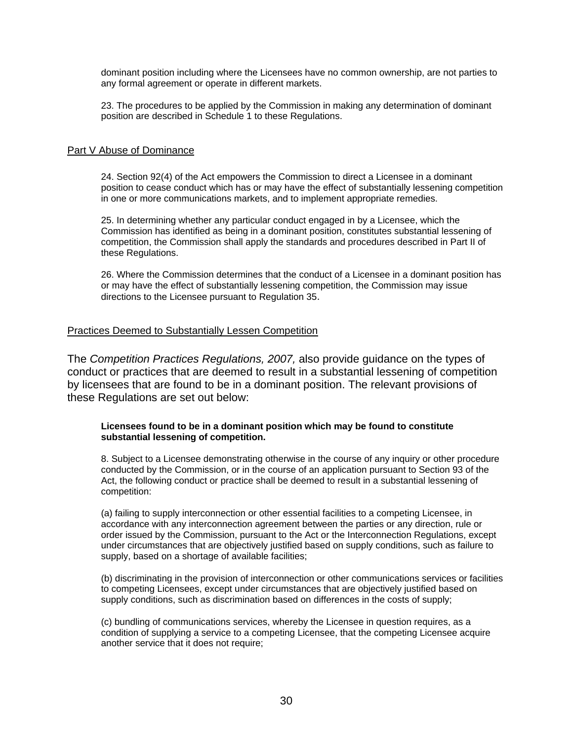dominant position including where the Licensees have no common ownership, are not parties to any formal agreement or operate in different markets.

23. The procedures to be applied by the Commission in making any determination of dominant position are described in Schedule 1 to these Regulations.

<u>Part V Abuse of Dominance</u>

24. Section 92(4) of the Act empowers the Commission to direct a Licensee in a dominant position to cease conduct which has or may have the effect of substantially lessening competition in one or more communications markets, and to implement appropriate remedies.

25. In determining whether any particular conduct engaged in by a Licensee, which the Commission has identified as being in a dominant position, constitutes substantial lessening of competition, the Commission shall apply the standards and procedures described in Part II of these Regulations.

26. Where the Commission determines that the conduct of a Licensee in a dominant position has or may have the effect of substantially lessening competition, the Commission may issue directions to the Licensee pursuant to Regulation 35.

<u>Practices Deemed to Substantially Lessen Competition</u>

The *Competition Practices Regulations, 2007,* also provide guidance on the types of conduct or practices that are deemed to result in a substantial lessening of competition by licensees that are found to be in a dominant position. The relevant provisions of these Regulations are set out below:

**Licensees found to be in a dominant position which may be found to constitute substantial lessening of competition.**

8. Subject to a Licensee demonstrating otherwise in the course of any inquiry or other procedure conducted by the Commission, or in the course of an application pursuant to Section 93 of the Act, the following conduct or practice shall be deemed to result in a substantial lessening of competition:

(a) failing to supply interconnection or other essential facilities to a competing Licensee, in accordance with any interconnection agreement between the parties or any direction, rule or order issued by the Commission, pursuant to the Act or the Interconnection Regulations, except under circumstances that are objectively justified based on supply conditions, such as failure to supply, based on a shortage of available facilities;

(b) discriminating in the provision of interconnection or other communications services or facilities to competing Licensees, except under circumstances that are objectively justified based on supply conditions, such as discrimination based on differences in the costs of supply;

(c) bundling of communications services, whereby the Licensee in question requires, as a condition of supplying a service to a competing Licensee, that the competing Licensee acquire another service that it does not require;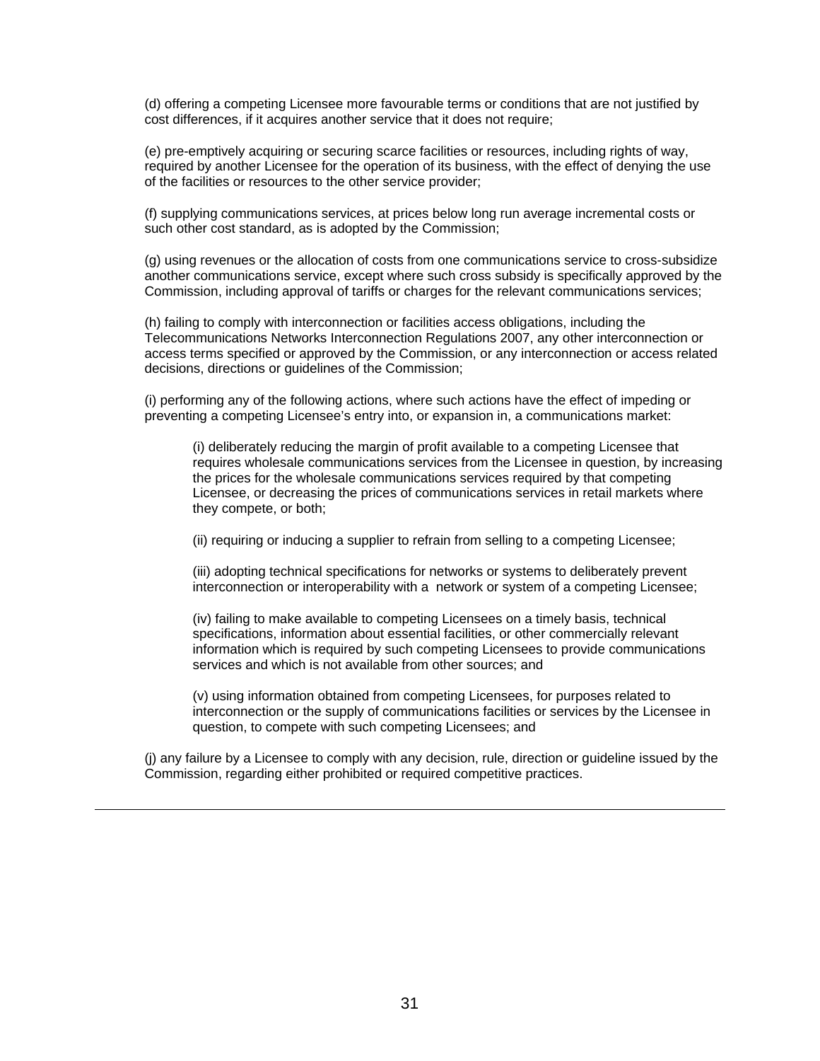(d) offering a competing Licensee more favourable terms or conditions that are not justified by cost differences, if it acquires another service that it does not require;

(e) pre-emptively acquiring or securing scarce facilities or resources, including rights of way, required by another Licensee for the operation of its business, with the effect of denying the use of the facilities or resources to the other service provider;

(f) supplying communications services, at prices below long run average incremental costs or such other cost standard, as is adopted by the Commission;

(g) using revenues or the allocation of costs from one communications service to cross-subsidize another communications service, except where such cross subsidy is specifically approved by the Commission, including approval of tariffs or charges for the relevant communications services;

(h) failing to comply with interconnection or facilities access obligations, including the Telecommunications Networks Interconnection Regulations 2007, any other interconnection or access terms specified or approved by the Commission, or any interconnection or access related decisions, directions or guidelines of the Commission;

(i) performing any of the following actions, where such actions have the effect of impeding or preventing a competing Licensee's entry into, or expansion in, a communications market:

> (i) deliberately reducing the margin of profit available to a competing Licensee that requires wholesale communications services from the Licensee in question, by increasing the prices for the wholesale communications services required by that competing Licensee, or decreasing the prices of communications services in retail markets where they compete, or both;
>
> (ii) requiring or inducing a supplier to refrain from selling to a competing Licensee;
>
> (iii) adopting technical specifications for networks or systems to deliberately prevent interconnection or interoperability with a network or system of a competing Licensee;
>
> (iv) failing to make available to competing Licensees on a timely basis, technical specifications, information about essential facilities, or other commercially relevant information which is required by such competing Licensees to provide communications services and which is not available from other sources; and
>
> (v) using information obtained from competing Licensees, for purposes related to interconnection or the supply of communications facilities or services by the Licensee in question, to compete with such competing Licensees; and

(j) any failure by a Licensee to comply with any decision, rule, direction or guideline issued by the Commission, regarding either prohibited or required competitive practices.